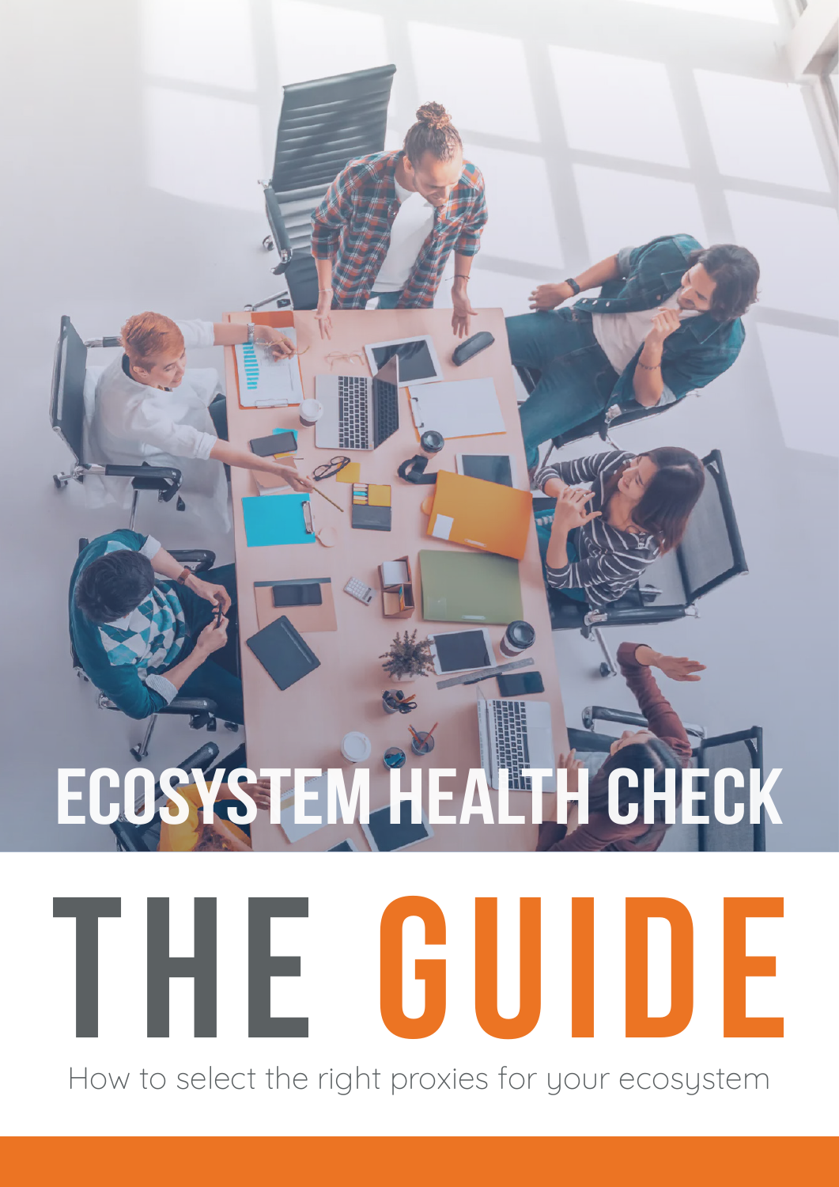# ECOSYSTEM HEALTH CHECK

# THE GUIDE

How to select the right proxies for your ecosystem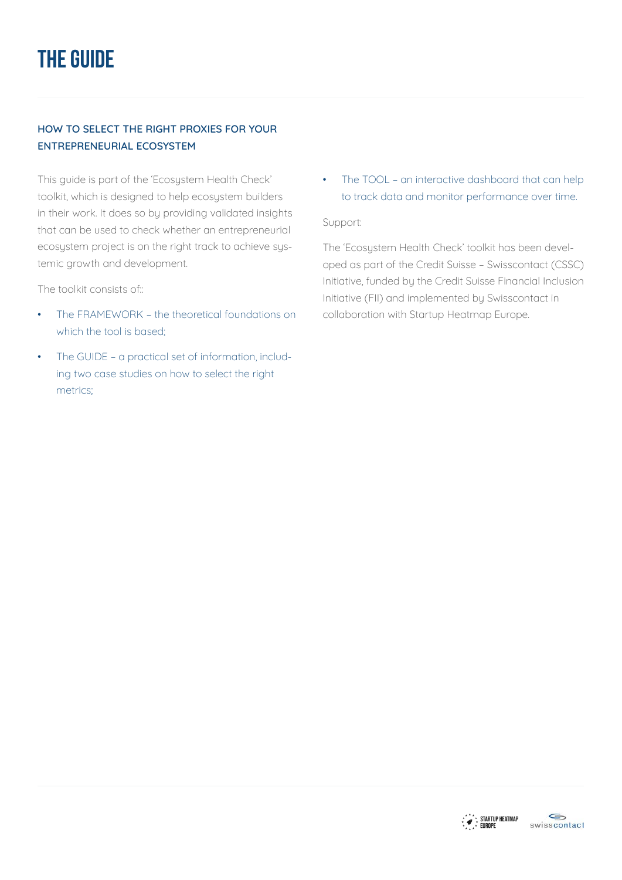# THE GUIDE

## HOW TO SELECT THE RIGHT PROXIES FOR YOUR ENTREPRENEURIAL ECOSYSTEM

This guide is part of the 'Ecosystem Health Check' toolkit, which is designed to help ecosystem builders in their work. It does so by providing validated insights that can be used to check whether an entrepreneurial ecosystem project is on the right track to achieve systemic growth and development.

The toolkit consists of::

- The FRAMEWORK – the theoretical foundations on which the tool is based;
- The GUIDE – a practical set of information, including two case studies on how to select the right metrics;
- The TOOL – an interactive dashboard that can help to track data and monitor performance over time.

Support:

The 'Ecosystem Health Check' toolkit has been developed as part of the Credit Suisse – Swisscontact (CSSC) Initiative, funded by the Credit Suisse Financial Inclusion Initiative (FII) and implemented by Swisscontact in collaboration with Startup Heatmap Europe.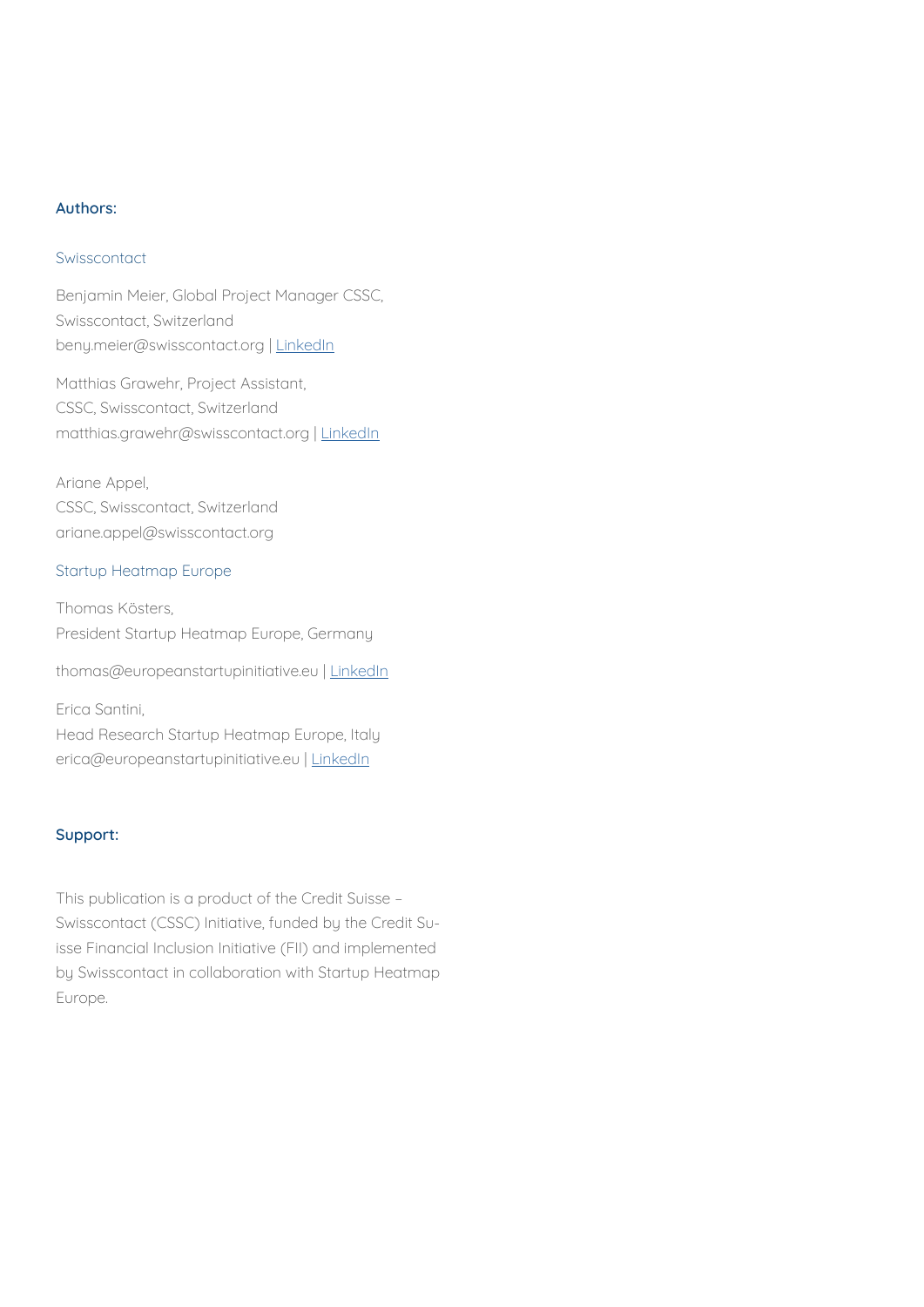## Authors:

### Swisscontact

Benjamin Meier, Global Project Manager CSSC,
Swisscontact, Switzerland
beny.meier@swisscontact.org | LinkedIn

Matthias Grawehr, Project Assistant,
CSSC, Swisscontact, Switzerland
matthias.grawehr@swisscontact.org | LinkedIn

Ariane Appel,
CSSC, Swisscontact, Switzerland
ariane.appel@swisscontact.org

### Startup Heatmap Europe

Thomas Kösters,
President Startup Heatmap Europe, Germany

thomas@europeanstartupinitiative.eu | LinkedIn

Erica Santini,
Head Research Startup Heatmap Europe, Italy
erica@europeanstartupinitiative.eu | LinkedIn

## Support:

This publication is a product of the Credit Suisse – Swisscontact (CSSC) Initiative, funded by the Credit Suisse Financial Inclusion Initiative (FII) and implemented by Swisscontact in collaboration with Startup Heatmap Europe.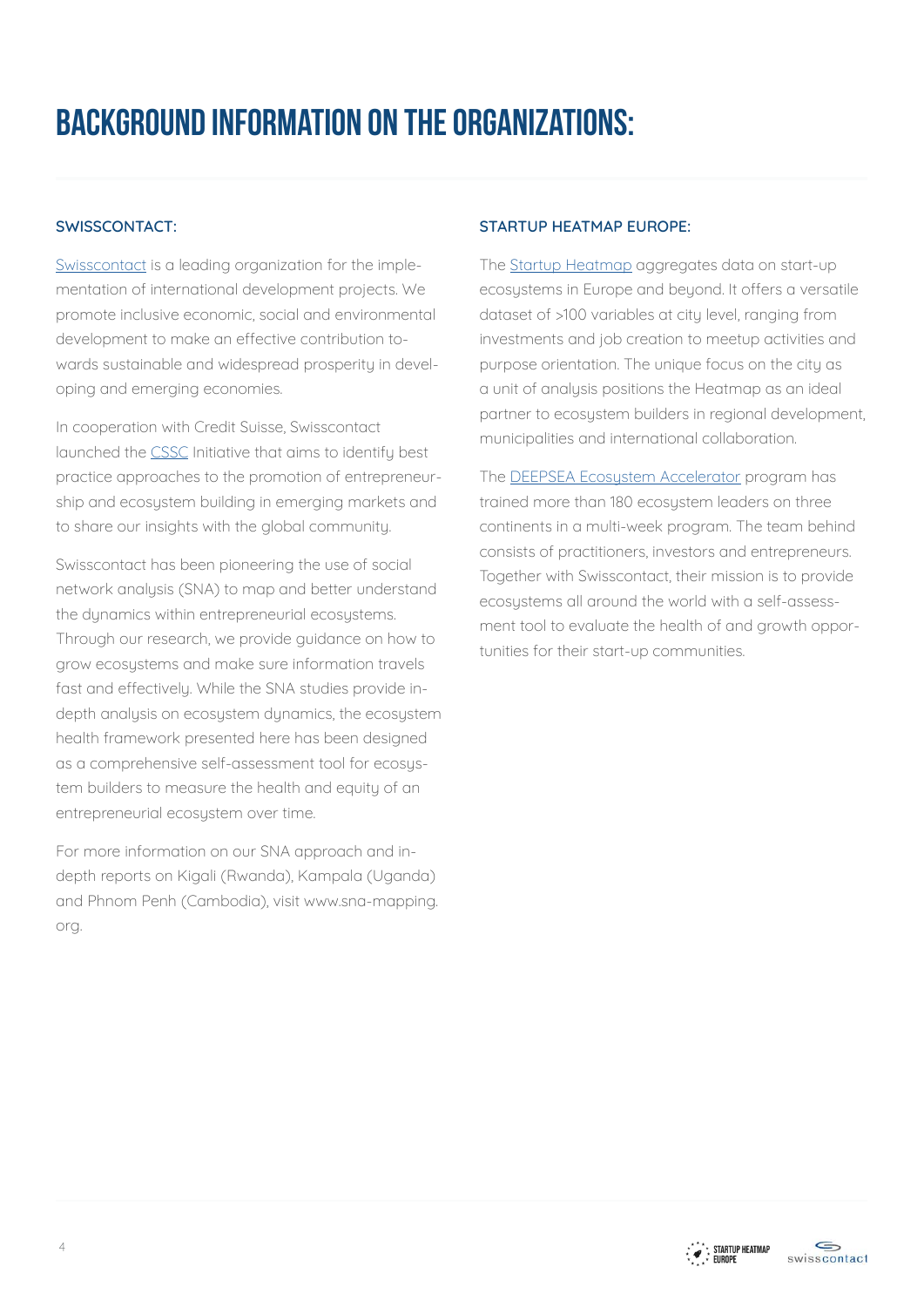# BACKGROUND INFORMATION ON THE ORGANIZATIONS:

### SWISSCONTACT:

Swisscontact is a leading organization for the implementation of international development projects. We promote inclusive economic, social and environmental development to make an effective contribution towards sustainable and widespread prosperity in developing and emerging economies.

In cooperation with Credit Suisse, Swisscontact launched the CSSC Initiative that aims to identify best practice approaches to the promotion of entrepreneurship and ecosystem building in emerging markets and to share our insights with the global community.

Swisscontact has been pioneering the use of social network analysis (SNA) to map and better understand the dynamics within entrepreneurial ecosystems. Through our research, we provide guidance on how to grow ecosystems and make sure information travels fast and effectively. While the SNA studies provide in-depth analysis on ecosystem dynamics, the ecosystem health framework presented here has been designed as a comprehensive self-assessment tool for ecosystem builders to measure the health and equity of an entrepreneurial ecosystem over time.

For more information on our SNA approach and in-depth reports on Kigali (Rwanda), Kampala (Uganda) and Phnom Penh (Cambodia), visit www.sna-mapping.org.

### STARTUP HEATMAP EUROPE:

The Startup Heatmap aggregates data on start-up ecosystems in Europe and beyond. It offers a versatile dataset of >100 variables at city level, ranging from investments and job creation to meetup activities and purpose orientation. The unique focus on the city as a unit of analysis positions the Heatmap as an ideal partner to ecosystem builders in regional development, municipalities and international collaboration.

The DEEPSEA Ecosystem Accelerator program has trained more than 180 ecosystem leaders on three continents in a multi-week program. The team behind consists of practitioners, investors and entrepreneurs. Together with Swisscontact, their mission is to provide ecosystems all around the world with a self-assessment tool to evaluate the health of and growth opportunities for their start-up communities.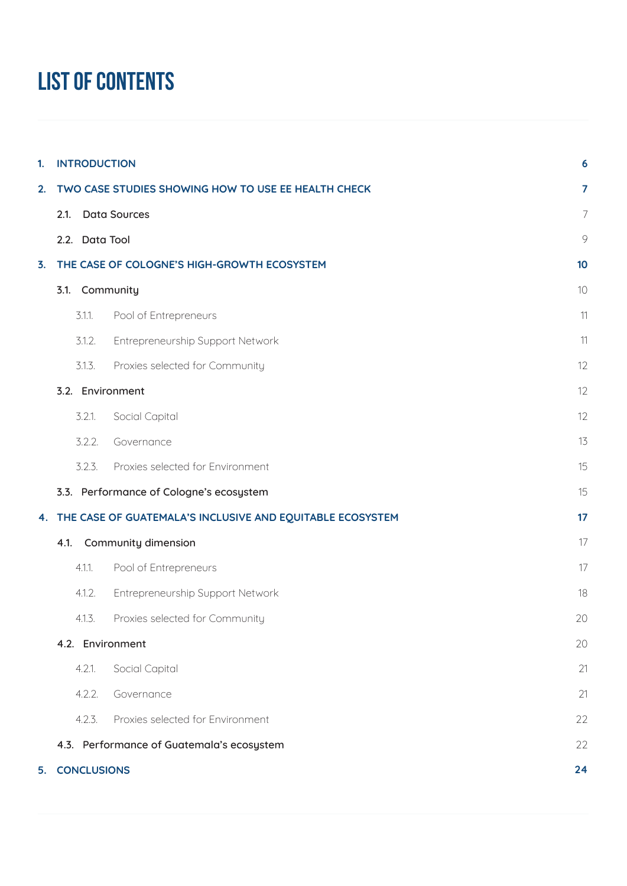# LIST OF CONTENTS

| | | |
|---|---|---|
| **1.** | **INTRODUCTION** | **6** |
| **2.** | **TWO CASE STUDIES SHOWING HOW TO USE EE HEALTH CHECK** | **7** |
| | 2.1. Data Sources | 7 |
| | 2.2. Data Tool | 9 |
| **3.** | **THE CASE OF COLOGNE'S HIGH-GROWTH ECOSYSTEM** | **10** |
| | 3.1. Community | 10 |
| | 3.1.1. Pool of Entrepreneurs | 11 |
| | 3.1.2. Entrepreneurship Support Network | 11 |
| | 3.1.3. Proxies selected for Community | 12 |
| | 3.2. Environment | 12 |
| | 3.2.1. Social Capital | 12 |
| | 3.2.2. Governance | 13 |
| | 3.2.3. Proxies selected for Environment | 15 |
| | 3.3. Performance of Cologne's ecosystem | 15 |
| **4.** | **THE CASE OF GUATEMALA'S INCLUSIVE AND EQUITABLE ECOSYSTEM** | **17** |
| | 4.1. Community dimension | 17 |
| | 4.1.1. Pool of Entrepreneurs | 17 |
| | 4.1.2. Entrepreneurship Support Network | 18 |
| | 4.1.3. Proxies selected for Community | 20 |
| | 4.2. Environment | 20 |
| | 4.2.1. Social Capital | 21 |
| | 4.2.2. Governance | 21 |
| | 4.2.3. Proxies selected for Environment | 22 |
| | 4.3. Performance of Guatemala's ecosystem | 22 |
| **5.** | **CONCLUSIONS** | **24** |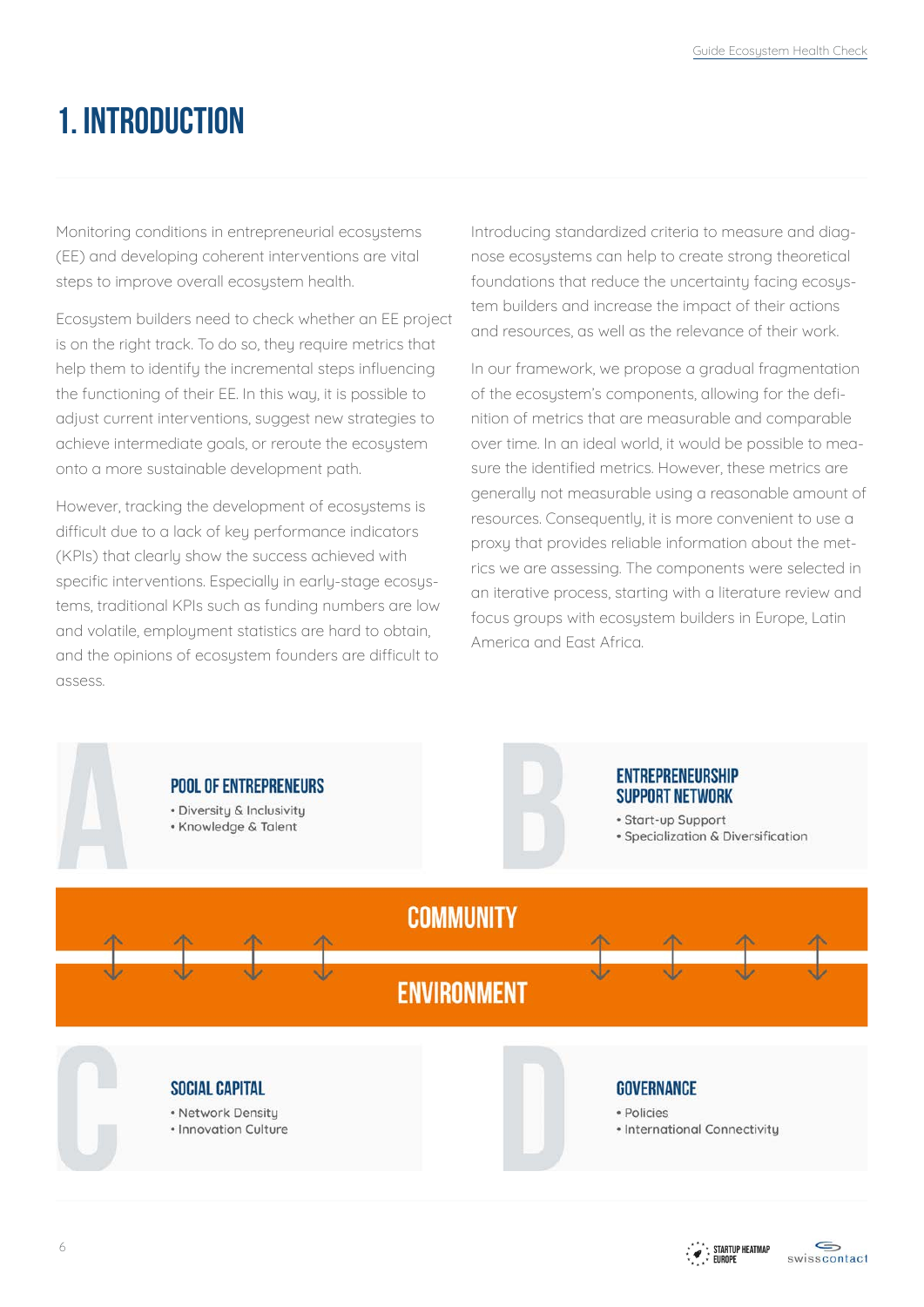# 1. INTRODUCTION

Monitoring conditions in entrepreneurial ecosystems (EE) and developing coherent interventions are vital steps to improve overall ecosystem health.

Ecosystem builders need to check whether an EE project is on the right track. To do so, they require metrics that help them to identify the incremental steps influencing the functioning of their EE. In this way, it is possible to adjust current interventions, suggest new strategies to achieve intermediate goals, or reroute the ecosystem onto a more sustainable development path.

However, tracking the development of ecosystems is difficult due to a lack of key performance indicators (KPIs) that clearly show the success achieved with specific interventions. Especially in early-stage ecosystems, traditional KPIs such as funding numbers are low and volatile, employment statistics are hard to obtain, and the opinions of ecosystem founders are difficult to assess.

Introducing standardized criteria to measure and diagnose ecosystems can help to create strong theoretical foundations that reduce the uncertainty facing ecosystem builders and increase the impact of their actions and resources, as well as the relevance of their work.

In our framework, we propose a gradual fragmentation of the ecosystem's components, allowing for the definition of metrics that are measurable and comparable over time. In an ideal world, it would be possible to measure the identified metrics. However, these metrics are generally not measurable using a reasonable amount of resources. Consequently, it is more convenient to use a proxy that provides reliable information about the metrics we are assessing. The components were selected in an iterative process, starting with a literature review and focus groups with ecosystem builders in Europe, Latin America and East Africa.

A — POOL OF ENTREPRENEURS
- Diversity & Inclusivity
- Knowledge & Talent

B — ENTREPRENEURSHIP SUPPORT NETWORK
- Start-up Support
- Specialization & Diversification

COMMUNITY

ENVIRONMENT

C — SOCIAL CAPITAL
- Network Density
- Innovation Culture

D — GOVERNANCE
- Policies
- International Connectivity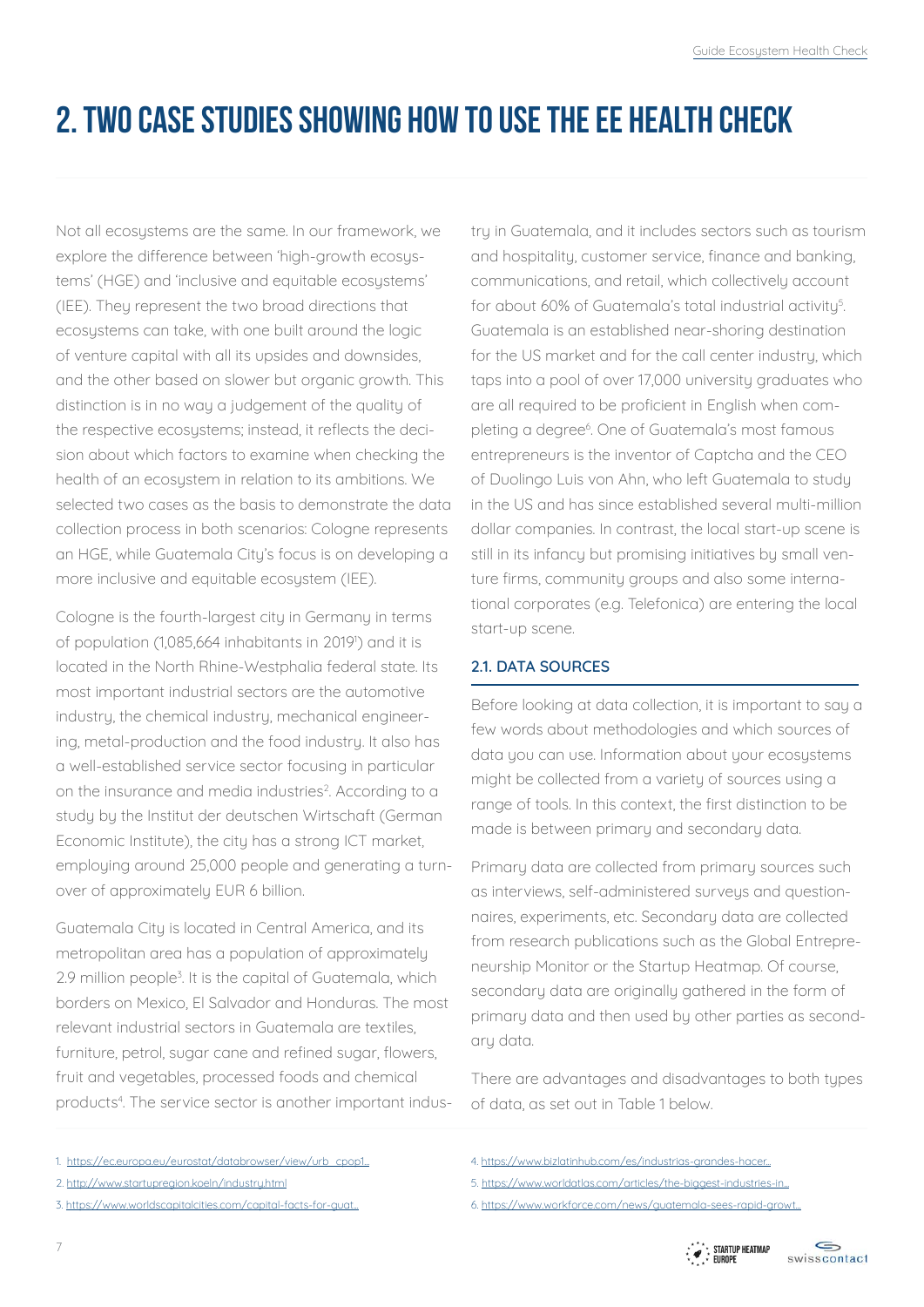# 2. TWO CASE STUDIES SHOWING HOW TO USE THE EE HEALTH CHECK

Not all ecosystems are the same. In our framework, we explore the difference between 'high-growth ecosystems' (HGE) and 'inclusive and equitable ecosystems' (IEE). They represent the two broad directions that ecosystems can take, with one built around the logic of venture capital with all its upsides and downsides, and the other based on slower but organic growth. This distinction is in no way a judgement of the quality of the respective ecosystems; instead, it reflects the decision about which factors to examine when checking the health of an ecosystem in relation to its ambitions. We selected two cases as the basis to demonstrate the data collection process in both scenarios: Cologne represents an HGE, while Guatemala City's focus is on developing a more inclusive and equitable ecosystem (IEE).

Cologne is the fourth-largest city in Germany in terms of population (1,085,664 inhabitants in 2019[1]) and it is located in the North Rhine-Westphalia federal state. Its most important industrial sectors are the automotive industry, the chemical industry, mechanical engineering, metal-production and the food industry. It also has a well-established service sector focusing in particular on the insurance and media industries[2]. According to a study by the Institut der deutschen Wirtschaft (German Economic Institute), the city has a strong ICT market, employing around 25,000 people and generating a turnover of approximately EUR 6 billion.

Guatemala City is located in Central America, and its metropolitan area has a population of approximately 2.9 million people[3]. It is the capital of Guatemala, which borders on Mexico, El Salvador and Honduras. The most relevant industrial sectors in Guatemala are textiles, furniture, petrol, sugar cane and refined sugar, flowers, fruit and vegetables, processed foods and chemical products[4]. The service sector is another important industry in Guatemala, and it includes sectors such as tourism and hospitality, customer service, finance and banking, communications, and retail, which collectively account for about 60% of Guatemala's total industrial activity[5]. Guatemala is an established near-shoring destination for the US market and for the call center industry, which taps into a pool of over 17,000 university graduates who are all required to be proficient in English when completing a degree[6]. One of Guatemala's most famous entrepreneurs is the inventor of Captcha and the CEO of Duolingo Luis von Ahn, who left Guatemala to study in the US and has since established several multi-million dollar companies. In contrast, the local start-up scene is still in its infancy but promising initiatives by small venture firms, community groups and also some international corporates (e.g. Telefonica) are entering the local start-up scene.

## 2.1. DATA SOURCES

Before looking at data collection, it is important to say a few words about methodologies and which sources of data you can use. Information about your ecosystems might be collected from a variety of sources using a range of tools. In this context, the first distinction to be made is between primary and secondary data.

Primary data are collected from primary sources such as interviews, self-administered surveys and questionnaires, experiments, etc. Secondary data are collected from research publications such as the Global Entrepreneurship Monitor or the Startup Heatmap. Of course, secondary data are originally gathered in the form of primary data and then used by other parties as secondary data.

There are advantages and disadvantages to both types of data, as set out in Table 1 below.

1. https://ec.europa.eu/eurostat/databrowser/view/urb_cpop1...
2. http://www.startupregion.koeln/industry.html
3. https://www.worldscapitalcities.com/capital-facts-for-guat...
4. https://www.bizlatinhub.com/es/industrias-grandes-hacer...
5. https://www.worldatlas.com/articles/the-biggest-industries-in...
6. https://www.workforce.com/news/guatemala-sees-rapid-growt...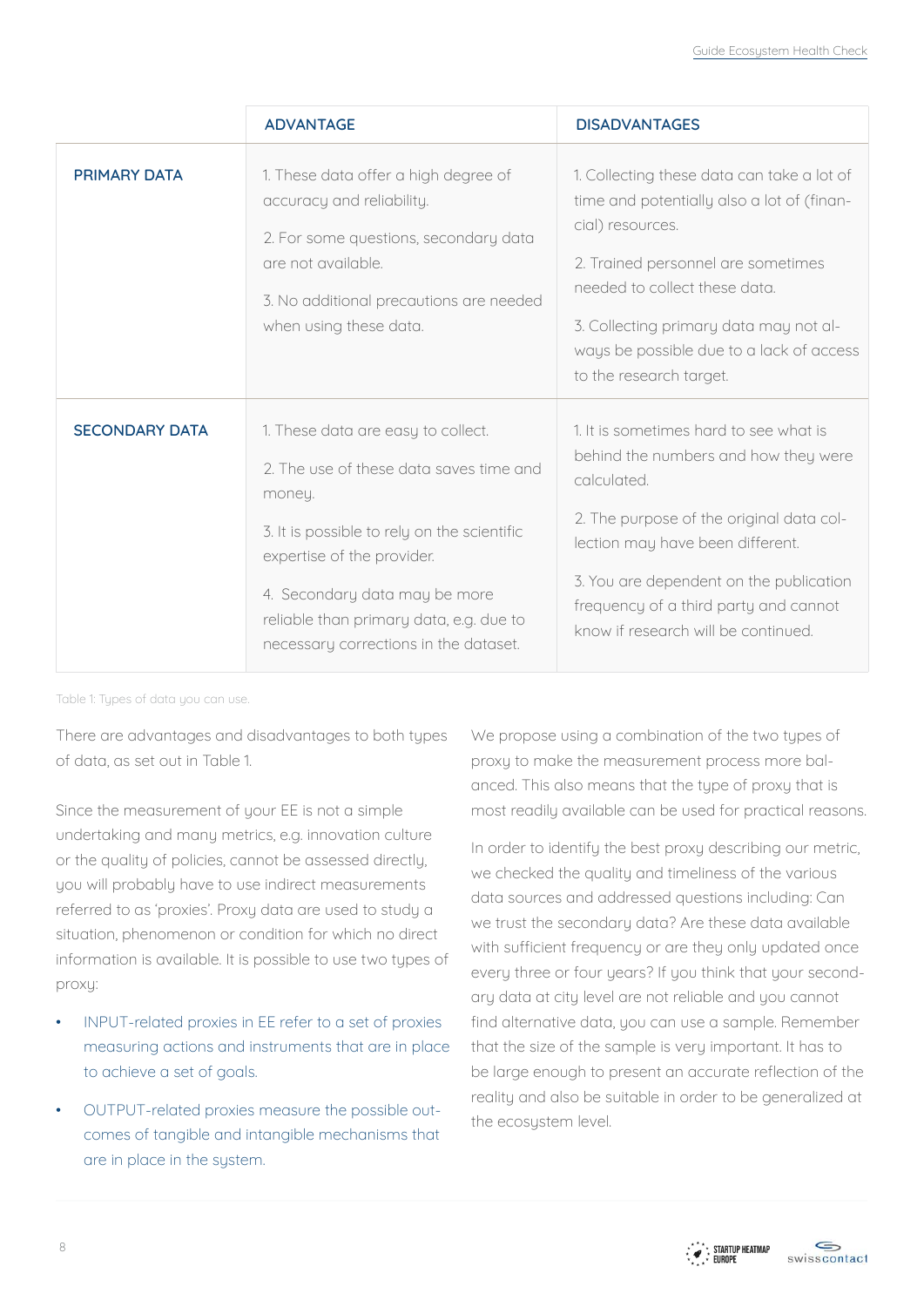| | ADVANTAGE | DISADVANTAGES |
|---|---|---|
| **PRIMARY DATA** | 1. These data offer a high degree of accuracy and reliability.<br><br>2. For some questions, secondary data are not available.<br><br>3. No additional precautions are needed when using these data. | 1. Collecting these data can take a lot of time and potentially also a lot of (financial) resources.<br><br>2. Trained personnel are sometimes needed to collect these data.<br><br>3. Collecting primary data may not always be possible due to a lack of access to the research target. |
| **SECONDARY DATA** | 1. These data are easy to collect.<br><br>2. The use of these data saves time and money.<br><br>3. It is possible to rely on the scientific expertise of the provider.<br><br>4. Secondary data may be more reliable than primary data, e.g. due to necessary corrections in the dataset. | 1. It is sometimes hard to see what is behind the numbers and how they were calculated.<br><br>2. The purpose of the original data collection may have been different.<br><br>3. You are dependent on the publication frequency of a third party and cannot know if research will be continued. |

Table 1: Types of data you can use.

There are advantages and disadvantages to both types of data, as set out in Table 1.

Since the measurement of your EE is not a simple undertaking and many metrics, e.g. innovation culture or the quality of policies, cannot be assessed directly, you will probably have to use indirect measurements referred to as 'proxies'. Proxy data are used to study a situation, phenomenon or condition for which no direct information is available. It is possible to use two types of proxy:

- INPUT-related proxies in EE refer to a set of proxies measuring actions and instruments that are in place to achieve a set of goals.
- OUTPUT-related proxies measure the possible outcomes of tangible and intangible mechanisms that are in place in the system.

We propose using a combination of the two types of proxy to make the measurement process more balanced. This also means that the type of proxy that is most readily available can be used for practical reasons.

In order to identify the best proxy describing our metric, we checked the quality and timeliness of the various data sources and addressed questions including: Can we trust the secondary data? Are these data available with sufficient frequency or are they only updated once every three or four years? If you think that your secondary data at city level are not reliable and you cannot find alternative data, you can use a sample. Remember that the size of the sample is very important. It has to be large enough to present an accurate reflection of the reality and also be suitable in order to be generalized at the ecosystem level.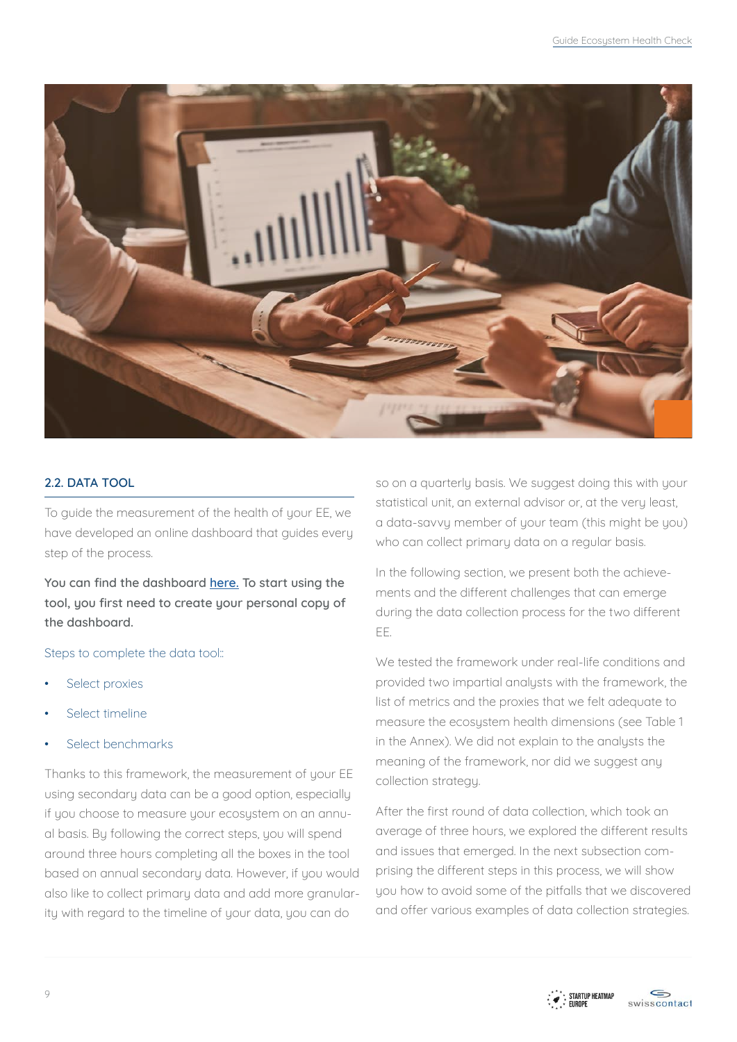## 2.2. DATA TOOL

To guide the measurement of the health of your EE, we have developed an online dashboard that guides every step of the process.

**You can find the dashboard here. To start using the tool, you first need to create your personal copy of the dashboard.**

Steps to complete the data tool::

- Select proxies
- Select timeline
- Select benchmarks

Thanks to this framework, the measurement of your EE using secondary data can be a good option, especially if you choose to measure your ecosystem on an annual basis. By following the correct steps, you will spend around three hours completing all the boxes in the tool based on annual secondary data. However, if you would also like to collect primary data and add more granularity with regard to the timeline of your data, you can do so on a quarterly basis. We suggest doing this with your statistical unit, an external advisor or, at the very least, a data-savvy member of your team (this might be you) who can collect primary data on a regular basis.

In the following section, we present both the achievements and the different challenges that can emerge during the data collection process for the two different EE.

We tested the framework under real-life conditions and provided two impartial analysts with the framework, the list of metrics and the proxies that we felt adequate to measure the ecosystem health dimensions (see Table 1 in the Annex). We did not explain to the analysts the meaning of the framework, nor did we suggest any collection strategy.

After the first round of data collection, which took an average of three hours, we explored the different results and issues that emerged. In the next subsection comprising the different steps in this process, we will show you how to avoid some of the pitfalls that we discovered and offer various examples of data collection strategies.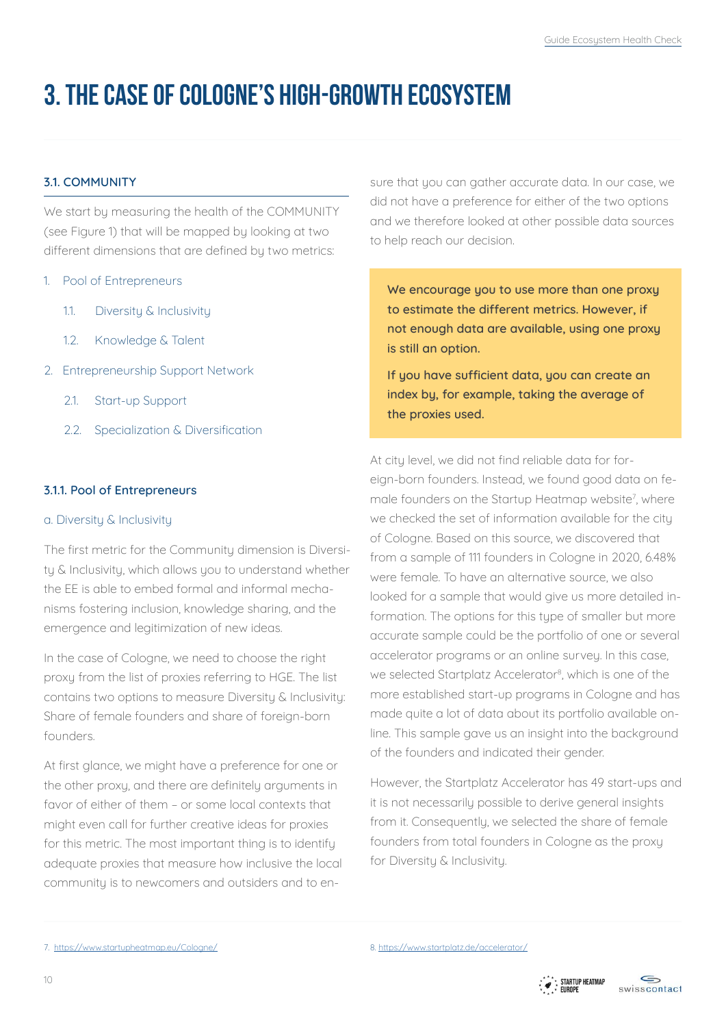# 3. THE CASE OF COLOGNE'S HIGH-GROWTH ECOSYSTEM

### 3.1. COMMUNITY

We start by measuring the health of the COMMUNITY (see Figure 1) that will be mapped by looking at two different dimensions that are defined by two metrics:

1. Pool of Entrepreneurs
   1.1. Diversity & Inclusivity
   1.2. Knowledge & Talent
2. Entrepreneurship Support Network
   2.1. Start-up Support
   2.2. Specialization & Diversification

#### 3.1.1. Pool of Entrepreneurs

a. Diversity & Inclusivity

The first metric for the Community dimension is Diversity & Inclusivity, which allows you to understand whether the EE is able to embed formal and informal mechanisms fostering inclusion, knowledge sharing, and the emergence and legitimization of new ideas.

In the case of Cologne, we need to choose the right proxy from the list of proxies referring to HGE. The list contains two options to measure Diversity & Inclusivity: Share of female founders and share of foreign-born founders.

At first glance, we might have a preference for one or the other proxy, and there are definitely arguments in favor of either of them – or some local contexts that might even call for further creative ideas for proxies for this metric. The most important thing is to identify adequate proxies that measure how inclusive the local community is to newcomers and outsiders and to ensure that you can gather accurate data. In our case, we did not have a preference for either of the two options and we therefore looked at other possible data sources to help reach our decision.

**We encourage you to use more than one proxy to estimate the different metrics. However, if not enough data are available, using one proxy is still an option.**

**If you have sufficient data, you can create an index by, for example, taking the average of the proxies used.**

At city level, we did not find reliable data for foreign-born founders. Instead, we found good data on female founders on the Startup Heatmap website[7], where we checked the set of information available for the city of Cologne. Based on this source, we discovered that from a sample of 111 founders in Cologne in 2020, 6.48% were female. To have an alternative source, we also looked for a sample that would give us more detailed information. The options for this type of smaller but more accurate sample could be the portfolio of one or several accelerator programs or an online survey. In this case, we selected Startplatz Accelerator[8], which is one of the more established start-up programs in Cologne and has made quite a lot of data about its portfolio available online. This sample gave us an insight into the background of the founders and indicated their gender.

However, the Startplatz Accelerator has 49 start-ups and it is not necessarily possible to derive general insights from it. Consequently, we selected the share of female founders from total founders in Cologne as the proxy for Diversity & Inclusivity.

7. https://www.startupheatmap.eu/Cologne/

8. https://www.startplatz.de/accelerator/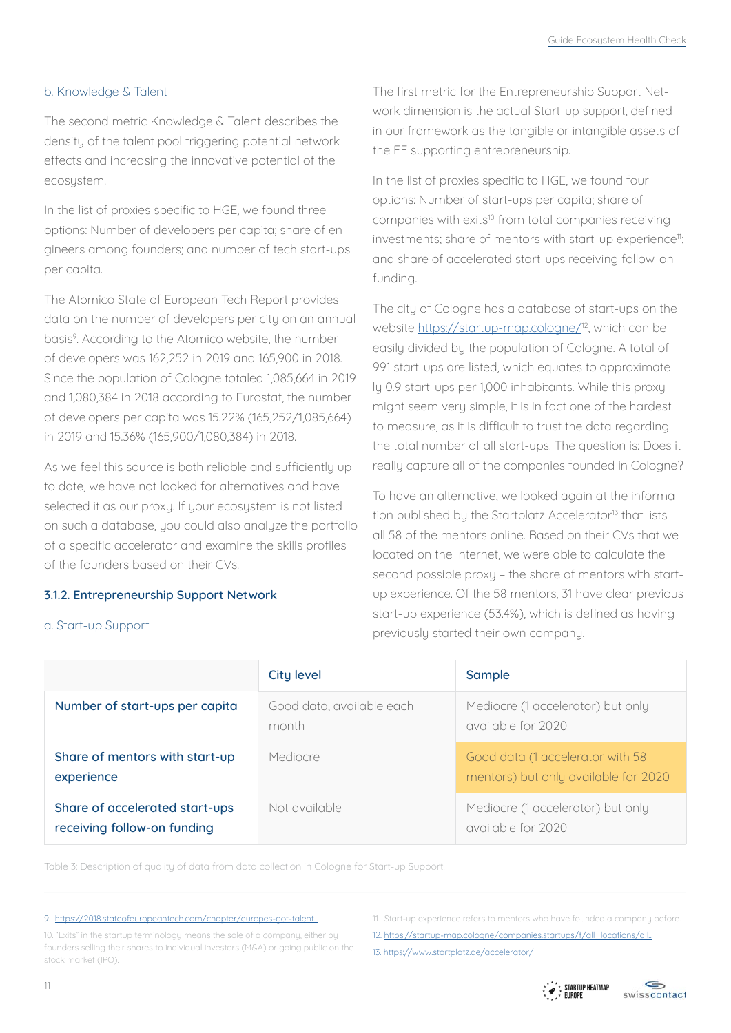### b. Knowledge & Talent

The second metric Knowledge & Talent describes the density of the talent pool triggering potential network effects and increasing the innovative potential of the ecosystem.

In the list of proxies specific to HGE, we found three options: Number of developers per capita; share of engineers among founders; and number of tech start-ups per capita.

The Atomico State of European Tech Report provides data on the number of developers per city on an annual basis[9]. According to the Atomico website, the number of developers was 162,252 in 2019 and 165,900 in 2018. Since the population of Cologne totaled 1,085,664 in 2019 and 1,080,384 in 2018 according to Eurostat, the number of developers per capita was 15.22% (165,252/1,085,664) in 2019 and 15.36% (165,900/1,080,384) in 2018.

As we feel this source is both reliable and sufficiently up to date, we have not looked for alternatives and have selected it as our proxy. If your ecosystem is not listed on such a database, you could also analyze the portfolio of a specific accelerator and examine the skills profiles of the founders based on their CVs.

## 3.1.2. Entrepreneurship Support Network

### a. Start-up Support

The first metric for the Entrepreneurship Support Network dimension is the actual Start-up support, defined in our framework as the tangible or intangible assets of the EE supporting entrepreneurship.

In the list of proxies specific to HGE, we found four options: Number of start-ups per capita; share of companies with exits[10] from total companies receiving investments; share of mentors with start-up experience[11]; and share of accelerated start-ups receiving follow-on funding.

The city of Cologne has a database of start-ups on the website https://startup-map.cologne/[12], which can be easily divided by the population of Cologne. A total of 991 start-ups are listed, which equates to approximately 0.9 start-ups per 1,000 inhabitants. While this proxy might seem very simple, it is in fact one of the hardest to measure, as it is difficult to trust the data regarding the total number of all start-ups. The question is: Does it really capture all of the companies founded in Cologne?

To have an alternative, we looked again at the information published by the Startplatz Accelerator[13] that lists all 58 of the mentors online. Based on their CVs that we located on the Internet, we were able to calculate the second possible proxy – the share of mentors with start-up experience. Of the 58 mentors, 31 have clear previous start-up experience (53.4%), which is defined as having previously started their own company.

| | City level | Sample |
|---|---|---|
| Number of start-ups per capita | Good data, available each month | Mediocre (1 accelerator) but only available for 2020 |
| Share of mentors with start-up experience | Mediocre | Good data (1 accelerator with 58 mentors) but only available for 2020 |
| Share of accelerated start-ups receiving follow-on funding | Not available | Mediocre (1 accelerator) but only available for 2020 |

Table 3: Description of quality of data from data collection in Cologne for Start-up Support.

9. https://2018.stateofeuropeantech.com/chapter/europes-got-talent...

10. "Exits" in the startup terminology means the sale of a company, either by founders selling their shares to individual investors (M&A) or going public on the stock market (IPO).

11. Start-up experience refers to mentors who have founded a company before.

12. https://startup-map.cologne/companies.startups/f/all_locations/all...

13. https://www.startplatz.de/accelerator/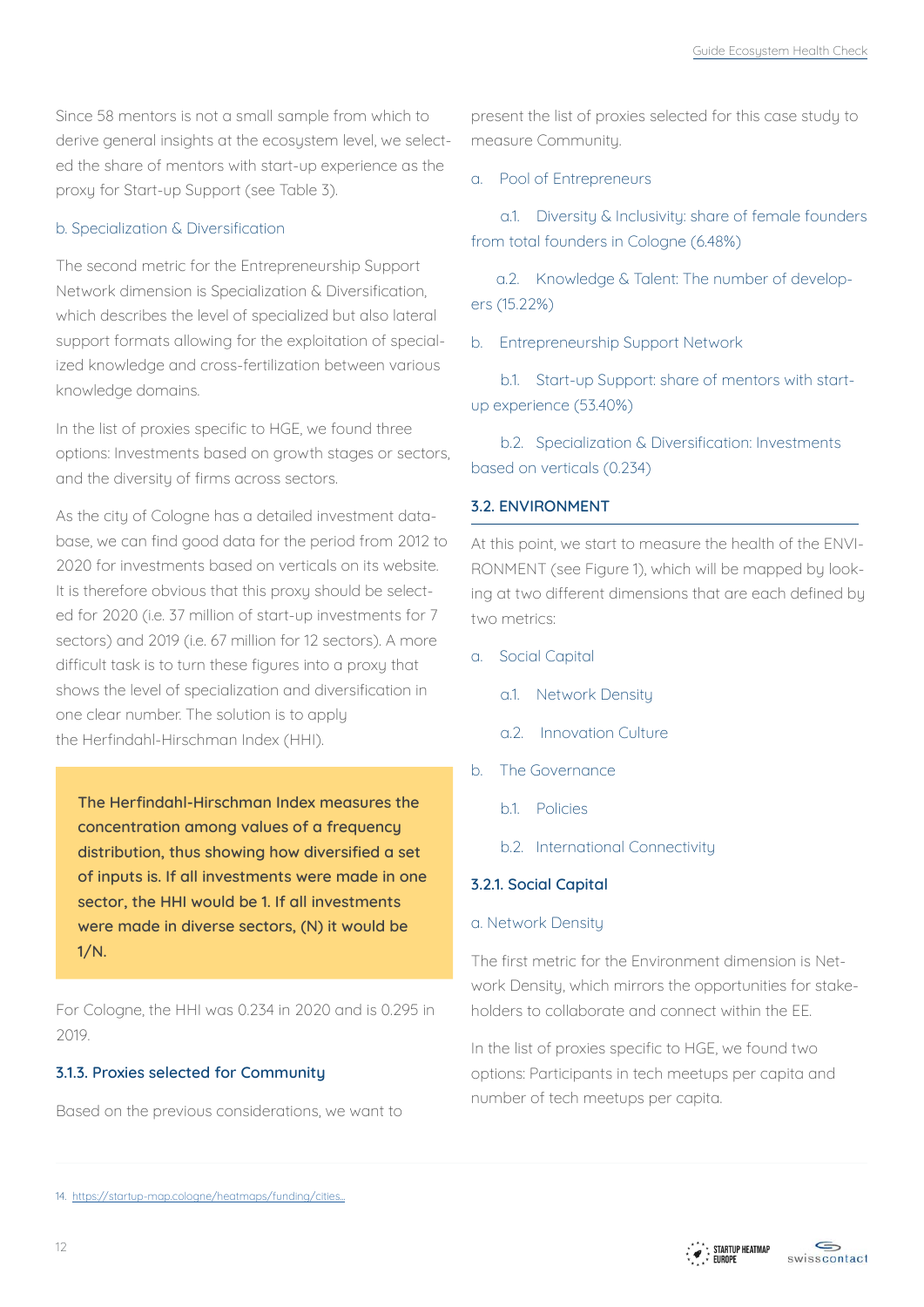Since 58 mentors is not a small sample from which to derive general insights at the ecosystem level, we selected the share of mentors with start-up experience as the proxy for Start-up Support (see Table 3).

b. Specialization & Diversification

The second metric for the Entrepreneurship Support Network dimension is Specialization & Diversification, which describes the level of specialized but also lateral support formats allowing for the exploitation of specialized knowledge and cross-fertilization between various knowledge domains.

In the list of proxies specific to HGE, we found three options: Investments based on growth stages or sectors, and the diversity of firms across sectors.

As the city of Cologne has a detailed investment database, we can find good data for the period from 2012 to 2020 for investments based on verticals on its website. It is therefore obvious that this proxy should be selected for 2020 (i.e. 37 million of start-up investments for 7 sectors) and 2019 (i.e. 67 million for 12 sectors). A more difficult task is to turn these figures into a proxy that shows the level of specialization and diversification in one clear number. The solution is to apply the Herfindahl-Hirschman Index (HHI).

> **The Herfindahl-Hirschman Index measures the concentration among values of a frequency distribution, thus showing how diversified a set of inputs is. If all investments were made in one sector, the HHI would be 1. If all investments were made in diverse sectors, (N) it would be 1/N.**

For Cologne, the HHI was 0.234 in 2020 and is 0.295 in 2019.

### 3.1.3. Proxies selected for Community

Based on the previous considerations, we want to present the list of proxies selected for this case study to measure Community.

a. Pool of Entrepreneurs

- a.1. Diversity & Inclusivity: share of female founders from total founders in Cologne (6.48%)
- a.2. Knowledge & Talent: The number of developers (15.22%)

b. Entrepreneurship Support Network

- b.1. Start-up Support: share of mentors with start-up experience (53.40%)
- b.2. Specialization & Diversification: Investments based on verticals (0.234)

## 3.2. ENVIRONMENT

At this point, we start to measure the health of the ENVIRONMENT (see Figure 1), which will be mapped by looking at two different dimensions that are each defined by two metrics:

a. Social Capital

- a.1. Network Density
- a.2. Innovation Culture

b. The Governance

- b.1. Policies
- b.2. International Connectivity

### 3.2.1. Social Capital

a. Network Density

The first metric for the Environment dimension is Network Density, which mirrors the opportunities for stakeholders to collaborate and connect within the EE.

In the list of proxies specific to HGE, we found two options: Participants in tech meetups per capita and number of tech meetups per capita.

14. https://startup-map.cologne/heatmaps/funding/cities...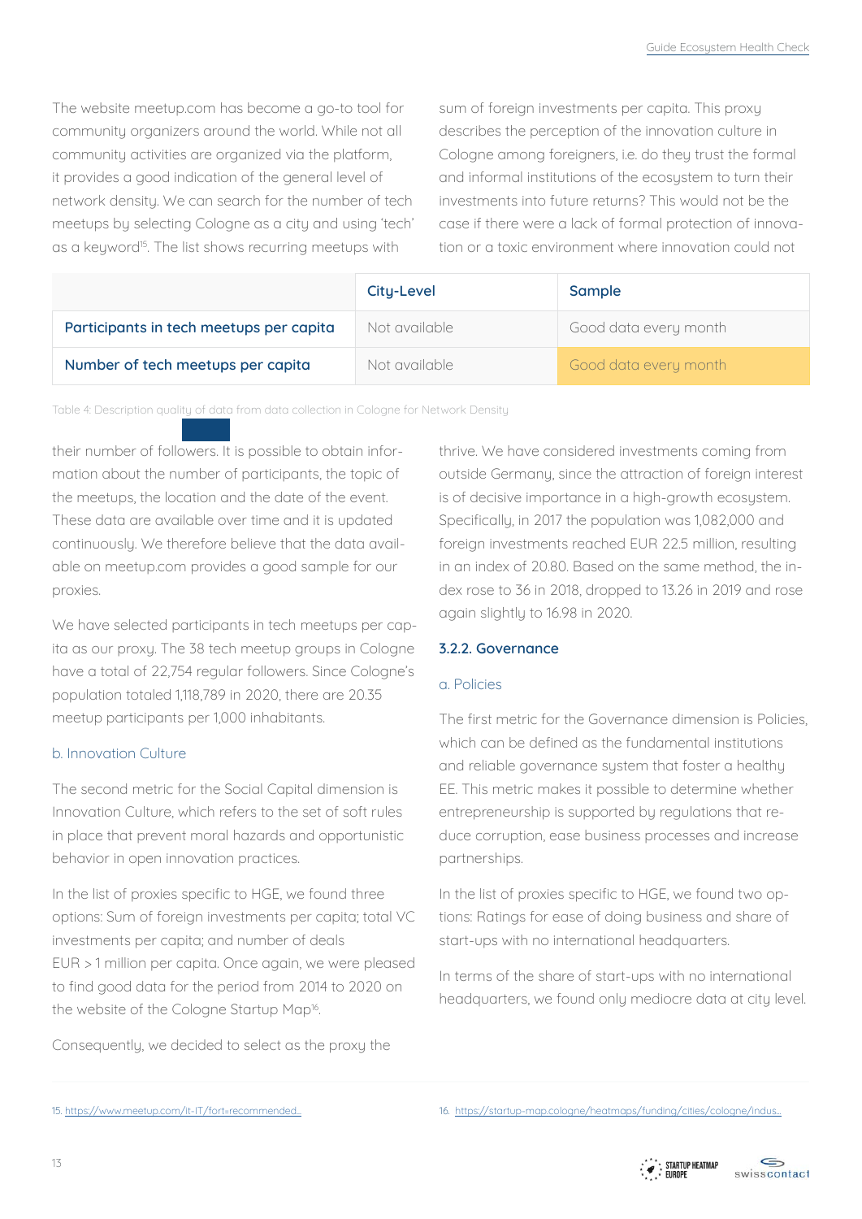The website meetup.com has become a go-to tool for community organizers around the world. While not all community activities are organized via the platform, it provides a good indication of the general level of network density. We can search for the number of tech meetups by selecting Cologne as a city and using 'tech' as a keyword[15]. The list shows recurring meetups with their number of followers. It is possible to obtain information about the number of participants, the topic of the meetups, the location and the date of the event. These data are available over time and it is updated continuously. We therefore believe that the data available on meetup.com provides a good sample for our proxies.

| | City-Level | Sample |
|---|---|---|
| Participants in tech meetups per capita | Not available | Good data every month |
| Number of tech meetups per capita | Not available | Good data every month |

Table 4: Description quality of data from data collection in Cologne for Network Density

We have selected participants in tech meetups per capita as our proxy. The 38 tech meetup groups in Cologne have a total of 22,754 regular followers. Since Cologne's population totaled 1,118,789 in 2020, there are 20.35 meetup participants per 1,000 inhabitants.

### b. Innovation Culture

The second metric for the Social Capital dimension is Innovation Culture, which refers to the set of soft rules in place that prevent moral hazards and opportunistic behavior in open innovation practices.

In the list of proxies specific to HGE, we found three options: Sum of foreign investments per capita; total VC investments per capita; and number of deals EUR > 1 million per capita. Once again, we were pleased to find good data for the period from 2014 to 2020 on the website of the Cologne Startup Map[16].

Consequently, we decided to select as the proxy the sum of foreign investments per capita. This proxy describes the perception of the innovation culture in Cologne among foreigners, i.e. do they trust the formal and informal institutions of the ecosystem to turn their investments into future returns? This would not be the case if there were a lack of formal protection of innovation or a toxic environment where innovation could not thrive. We have considered investments coming from outside Germany, since the attraction of foreign interest is of decisive importance in a high-growth ecosystem. Specifically, in 2017 the population was 1,082,000 and foreign investments reached EUR 22.5 million, resulting in an index of 20.80. Based on the same method, the index rose to 36 in 2018, dropped to 13.26 in 2019 and rose again slightly to 16.98 in 2020.

## 3.2.2. Governance

### a. Policies

The first metric for the Governance dimension is Policies, which can be defined as the fundamental institutions and reliable governance system that foster a healthy EE. This metric makes it possible to determine whether entrepreneurship is supported by regulations that reduce corruption, ease business processes and increase partnerships.

In the list of proxies specific to HGE, we found two options: Ratings for ease of doing business and share of start-ups with no international headquarters.

In terms of the share of start-ups with no international headquarters, we found only mediocre data at city level.

15. https://www.meetup.com/it-IT/fort=recommended...

16. https://startup-map.cologne/heatmaps/funding/cities/cologne/indus...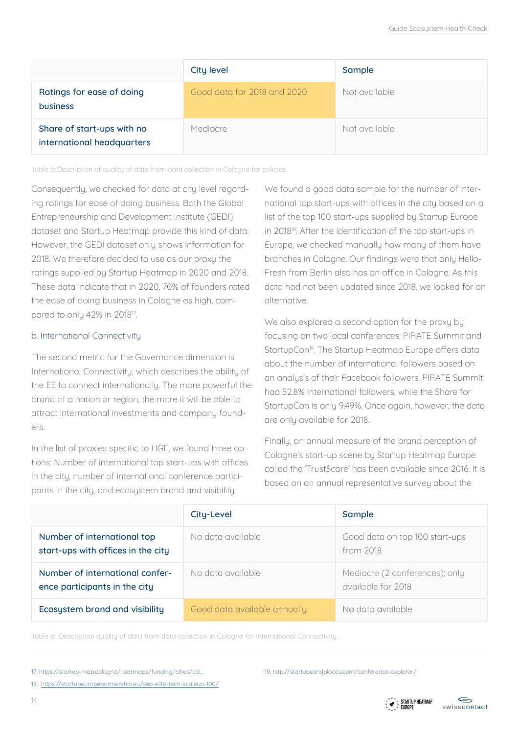| | City level | Sample |
|---|---|---|
| Ratings for ease of doing business | Good data for 2018 and 2020 | Not available |
| Share of start-ups with no international headquarters | Mediocre | Not available |

Table 5: Description of quality of data from data collection in Cologne for policies.

Consequently, we checked for data at city level regarding ratings for ease of doing business. Both the Global Entrepreneurship and Development Institute (GEDI) dataset and Startup Heatmap provide this kind of data. However, the GEDI dataset only shows information for 2018. We therefore decided to use as our proxy the ratings supplied by Startup Heatmap in 2020 and 2018. These data indicate that in 2020, 70% of founders rated the ease of doing business in Cologne as high, compared to only 42% in 2018[17].

### b. International Connectivity

The second metric for the Governance dimension is International Connectivity, which describes the ability of the EE to connect internationally. The more powerful the brand of a nation or region, the more it will be able to attract international investments and company founders.

In the list of proxies specific to HGE, we found three options: Number of international top start-ups with offices in the city, number of international conference participants in the city, and ecosystem brand and visibility.

We found a good data sample for the number of international top start-ups with offices in the city based on a list of the top 100 start-ups supplied by Startup Europe in 2018[18]. After the identification of the top start-ups in Europe, we checked manually how many of them have branches in Cologne. Our findings were that only HelloFresh from Berlin also has an office in Cologne. As this data had not been updated since 2018, we looked for an alternative.

We also explored a second option for the proxy by focusing on two local conferences: PIRATE Summit and StartupCon[19]. The Startup Heatmap Europe offers data about the number of international followers based on an analysis of their Facebook followers. PIRATE Summit had 52.8% international followers, while the Share for StartupCon is only 9.49%. Once again, however, the data are only available for 2018.

Finally, an annual measure of the brand perception of Cologne's start-up scene by Startup Heatmap Europe called the 'TrustScore' has been available since 2016. It is based on an annual representative survey about the

| | City-Level | Sample |
|---|---|---|
| Number of international top start-ups with offices in the city | No data available | Good data on top 100 start-ups from 2018 |
| Number of international conference participants in the city | No data available | Mediocre (2 conferences); only available for 2018 |
| Ecosystem brand and visibility | Good data available annually | No data available |

Table 6: Description quality of data from data collection in Cologne for International Connectivity.

17. https://startup-map.cologne/heatmaps/funding/cities/col...
18. https://startupeuropepartnership.eu/sep-elite-tech-scaleup-100/
19. http://startupsandplaces.com/conference-explorer/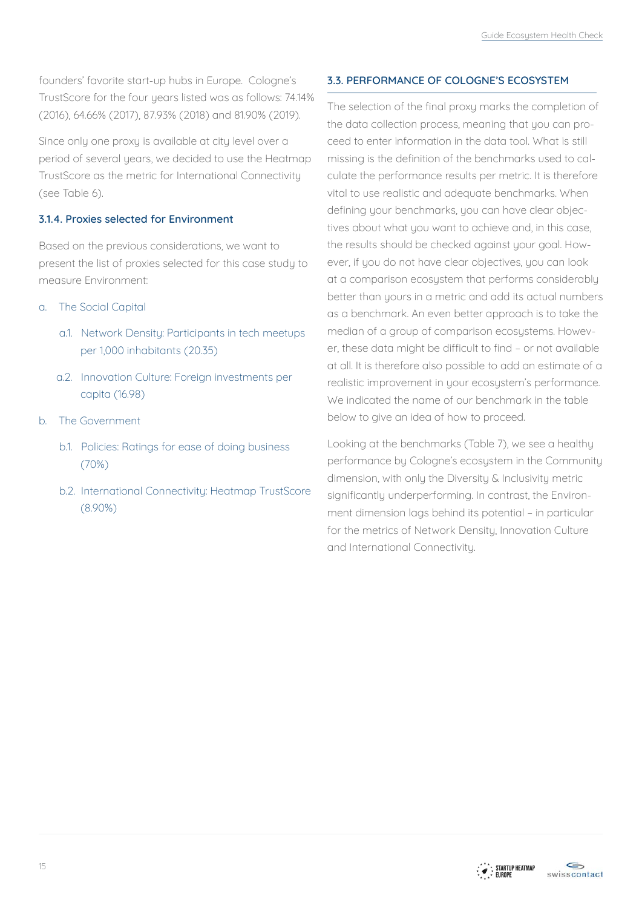founders' favorite start-up hubs in Europe. Cologne's TrustScore for the four years listed was as follows: 74.14% (2016), 64.66% (2017), 87.93% (2018) and 81.90% (2019).

Since only one proxy is available at city level over a period of several years, we decided to use the Heatmap TrustScore as the metric for International Connectivity (see Table 6).

### 3.1.4. Proxies selected for Environment

Based on the previous considerations, we want to present the list of proxies selected for this case study to measure Environment:

a. The Social Capital
   - a.1. Network Density: Participants in tech meetups per 1,000 inhabitants (20.35)
   - a.2. Innovation Culture: Foreign investments per capita (16.98)

b. The Government
   - b.1. Policies: Ratings for ease of doing business (70%)
   - b.2. International Connectivity: Heatmap TrustScore (8.90%)

## 3.3. PERFORMANCE OF COLOGNE'S ECOSYSTEM

The selection of the final proxy marks the completion of the data collection process, meaning that you can proceed to enter information in the data tool. What is still missing is the definition of the benchmarks used to calculate the performance results per metric. It is therefore vital to use realistic and adequate benchmarks. When defining your benchmarks, you can have clear objectives about what you want to achieve and, in this case, the results should be checked against your goal. However, if you do not have clear objectives, you can look at a comparison ecosystem that performs considerably better than yours in a metric and add its actual numbers as a benchmark. An even better approach is to take the median of a group of comparison ecosystems. However, these data might be difficult to find – or not available at all. It is therefore also possible to add an estimate of a realistic improvement in your ecosystem's performance. We indicated the name of our benchmark in the table below to give an idea of how to proceed.

Looking at the benchmarks (Table 7), we see a healthy performance by Cologne's ecosystem in the Community dimension, with only the Diversity & Inclusivity metric significantly underperforming. In contrast, the Environment dimension lags behind its potential – in particular for the metrics of Network Density, Innovation Culture and International Connectivity.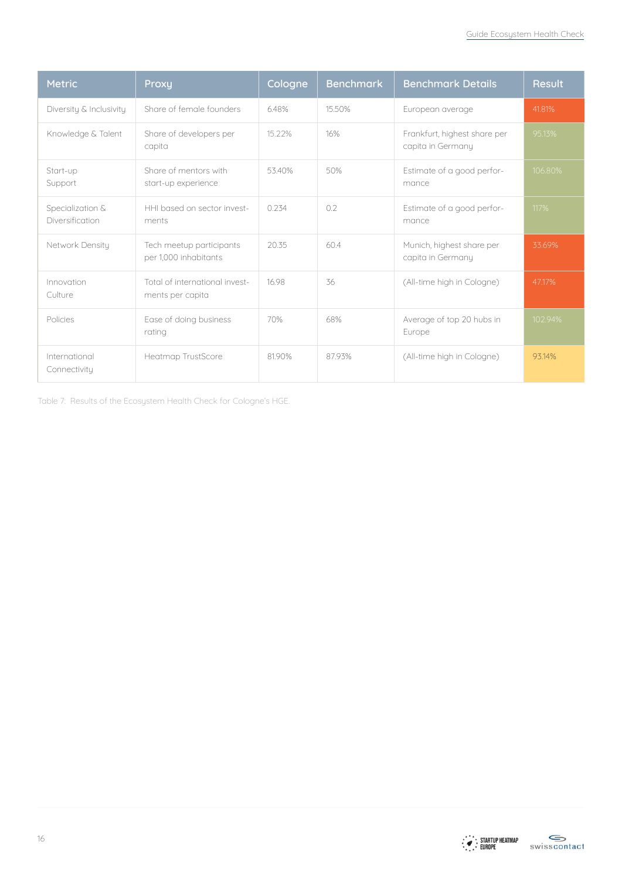| Metric | Proxy | Cologne | Benchmark | Benchmark Details | Result |
|---|---|---|---|---|---|
| Diversity & Inclusivity | Share of female founders | 6.48% | 15.50% | European average | 41.81% |
| Knowledge & Talent | Share of developers per capita | 15.22% | 16% | Frankfurt, highest share per capita in Germany | 95.13% |
| Start-up Support | Share of mentors with start-up experience | 53.40% | 50% | Estimate of a good performance | 106.80% |
| Specialization & Diversification | HHI based on sector investments | 0.234 | 0.2 | Estimate of a good performance | 117% |
| Network Density | Tech meetup participants per 1,000 inhabitants | 20.35 | 60.4 | Munich, highest share per capita in Germany | 33.69% |
| Innovation Culture | Total of international investments per capita | 16.98 | 36 | (All-time high in Cologne) | 47.17% |
| Policies | Ease of doing business rating | 70% | 68% | Average of top 20 hubs in Europe | 102.94% |
| International Connectivity | Heatmap TrustScore | 81.90% | 87.93% | (All-time high in Cologne) | 93.14% |

Table 7: Results of the Ecosystem Health Check for Cologne's HGE.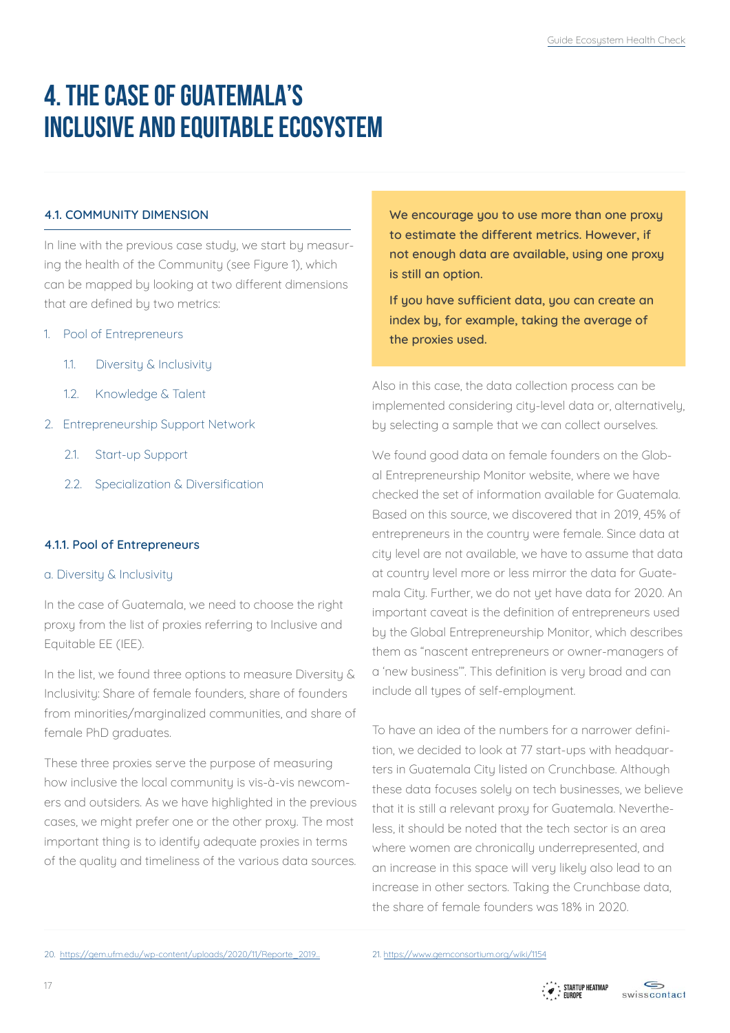# 4. THE CASE OF GUATEMALA'S INCLUSIVE AND EQUITABLE ECOSYSTEM

### 4.1. COMMUNITY DIMENSION

In line with the previous case study, we start by measuring the health of the Community (see Figure 1), which can be mapped by looking at two different dimensions that are defined by two metrics:

1. Pool of Entrepreneurs
   1.1. Diversity & Inclusivity
   1.2. Knowledge & Talent
2. Entrepreneurship Support Network
   2.1. Start-up Support
   2.2. Specialization & Diversification

#### 4.1.1. Pool of Entrepreneurs

##### a. Diversity & Inclusivity

In the case of Guatemala, we need to choose the right proxy from the list of proxies referring to Inclusive and Equitable EE (IEE).

In the list, we found three options to measure Diversity & Inclusivity: Share of female founders, share of founders from minorities/marginalized communities, and share of female PhD graduates.

These three proxies serve the purpose of measuring how inclusive the local community is vis-à-vis newcomers and outsiders. As we have highlighted in the previous cases, we might prefer one or the other proxy. The most important thing is to identify adequate proxies in terms of the quality and timeliness of the various data sources.

**We encourage you to use more than one proxy to estimate the different metrics. However, if not enough data are available, using one proxy is still an option.**

**If you have sufficient data, you can create an index by, for example, taking the average of the proxies used.**

Also in this case, the data collection process can be implemented considering city-level data or, alternatively, by selecting a sample that we can collect ourselves.

We found good data on female founders on the Global Entrepreneurship Monitor website, where we have checked the set of information available for Guatemala. Based on this source, we discovered that in 2019, 45% of entrepreneurs in the country were female. Since data at city level are not available, we have to assume that data at country level more or less mirror the data for Guatemala City. Further, we do not yet have data for 2020. An important caveat is the definition of entrepreneurs used by the Global Entrepreneurship Monitor, which describes them as "nascent entrepreneurs or owner-managers of a 'new business'". This definition is very broad and can include all types of self-employment.

To have an idea of the numbers for a narrower definition, we decided to look at 77 start-ups with headquarters in Guatemala City listed on Crunchbase. Although these data focuses solely on tech businesses, we believe that it is still a relevant proxy for Guatemala. Nevertheless, it should be noted that the tech sector is an area where women are chronically underrepresented, and an increase in this space will very likely also lead to an increase in other sectors. Taking the Crunchbase data, the share of female founders was 18% in 2020.

20. https://gem.ufm.edu/wp-content/uploads/2020/11/Reporte_2019...

21. https://www.gemconsortium.org/wiki/1154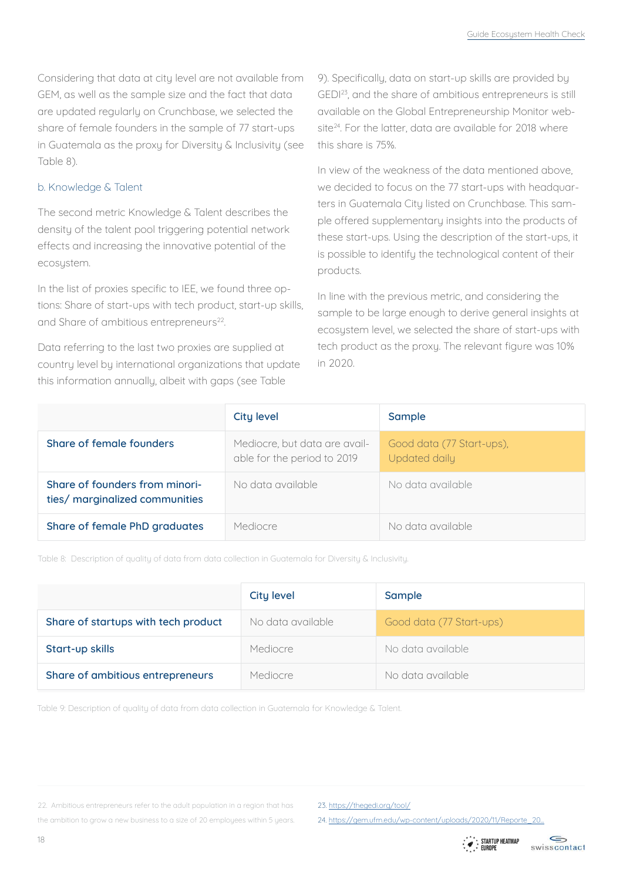Considering that data at city level are not available from GEM, as well as the sample size and the fact that data are updated regularly on Crunchbase, we selected the share of female founders in the sample of 77 start-ups in Guatemala as the proxy for Diversity & Inclusivity (see Table 8).

### b. Knowledge & Talent

The second metric Knowledge & Talent describes the density of the talent pool triggering potential network effects and increasing the innovative potential of the ecosystem.

In the list of proxies specific to IEE, we found three options: Share of start-ups with tech product, start-up skills, and Share of ambitious entrepreneurs[22].

Data referring to the last two proxies are supplied at country level by international organizations that update this information annually, albeit with gaps (see Table 9). Specifically, data on start-up skills are provided by GEDI[23], and the share of ambitious entrepreneurs is still available on the Global Entrepreneurship Monitor website[24]. For the latter, data are available for 2018 where this share is 75%.

In view of the weakness of the data mentioned above, we decided to focus on the 77 start-ups with headquarters in Guatemala City listed on Crunchbase. This sample offered supplementary insights into the products of these start-ups. Using the description of the start-ups, it is possible to identify the technological content of their products.

In line with the previous metric, and considering the sample to be large enough to derive general insights at ecosystem level, we selected the share of start-ups with tech product as the proxy. The relevant figure was 10% in 2020.

| | City level | Sample |
|---|---|---|
| Share of female founders | Mediocre, but data are available for the period to 2019 | Good data (77 Start-ups), Updated daily |
| Share of founders from minorities/ marginalized communities | No data available | No data available |
| Share of female PhD graduates | Mediocre | No data available |

Table 8: Description of quality of data from data collection in Guatemala for Diversity & Inclusivity.

| | City level | Sample |
|---|---|---|
| Share of startups with tech product | No data available | Good data (77 Start-ups) |
| Start-up skills | Mediocre | No data available |
| Share of ambitious entrepreneurs | Mediocre | No data available |

Table 9: Description of quality of data from data collection in Guatemala for Knowledge & Talent.

22. Ambitious entrepreneurs refer to the adult population in a region that has the ambition to grow a new business to a size of 20 employees within 5 years.

23. https://thegedi.org/tool/

24. https://gem.ufm.edu/wp-content/uploads/2020/11/Reporte_20...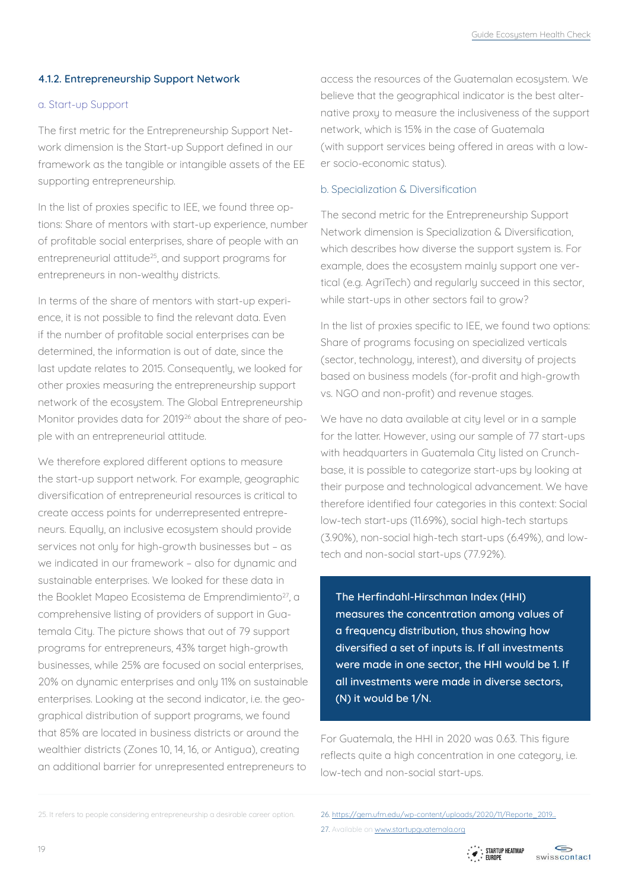#### 4.1.2. Entrepreneurship Support Network

##### a. Start-up Support

The first metric for the Entrepreneurship Support Network dimension is the Start-up Support defined in our framework as the tangible or intangible assets of the EE supporting entrepreneurship.

In the list of proxies specific to IEE, we found three options: Share of mentors with start-up experience, number of profitable social enterprises, share of people with an entrepreneurial attitude[25], and support programs for entrepreneurs in non-wealthy districts.

In terms of the share of mentors with start-up experience, it is not possible to find the relevant data. Even if the number of profitable social enterprises can be determined, the information is out of date, since the last update relates to 2015. Consequently, we looked for other proxies measuring the entrepreneurship support network of the ecosystem. The Global Entrepreneurship Monitor provides data for 2019[26] about the share of people with an entrepreneurial attitude.

We therefore explored different options to measure the start-up support network. For example, geographic diversification of entrepreneurial resources is critical to create access points for underrepresented entrepreneurs. Equally, an inclusive ecosystem should provide services not only for high-growth businesses but – as we indicated in our framework – also for dynamic and sustainable enterprises. We looked for these data in the Booklet Mapeo Ecosistema de Emprendimiento[27], a comprehensive listing of providers of support in Guatemala City. The picture shows that out of 79 support programs for entrepreneurs, 43% target high-growth businesses, while 25% are focused on social enterprises, 20% on dynamic enterprises and only 11% on sustainable enterprises. Looking at the second indicator, i.e. the geographical distribution of support programs, we found that 85% are located in business districts or around the wealthier districts (Zones 10, 14, 16, or Antigua), creating an additional barrier for unrepresented entrepreneurs to access the resources of the Guatemalan ecosystem. We believe that the geographical indicator is the best alternative proxy to measure the inclusiveness of the support network, which is 15% in the case of Guatemala (with support services being offered in areas with a lower socio-economic status).

##### b. Specialization & Diversification

The second metric for the Entrepreneurship Support Network dimension is Specialization & Diversification, which describes how diverse the support system is. For example, does the ecosystem mainly support one vertical (e.g. AgriTech) and regularly succeed in this sector, while start-ups in other sectors fail to grow?

In the list of proxies specific to IEE, we found two options: Share of programs focusing on specialized verticals (sector, technology, interest), and diversity of projects based on business models (for-profit and high-growth vs. NGO and non-profit) and revenue stages.

We have no data available at city level or in a sample for the latter. However, using our sample of 77 start-ups with headquarters in Guatemala City listed on Crunchbase, it is possible to categorize start-ups by looking at their purpose and technological advancement. We have therefore identified four categories in this context: Social low-tech start-ups (11.69%), social high-tech startups (3.90%), non-social high-tech start-ups (6.49%), and low-tech and non-social start-ups (77.92%).

**The Herfindahl-Hirschman Index (HHI) measures the concentration among values of a frequency distribution, thus showing how diversified a set of inputs is. If all investments were made in one sector, the HHI would be 1. If all investments were made in diverse sectors, (N) it would be 1/N.**

For Guatemala, the HHI in 2020 was 0.63. This figure reflects quite a high concentration in one category, i.e. low-tech and non-social start-ups.

---

25. It refers to people considering entrepreneurship a desirable career option.

26. https://gem.ufm.edu/wp-content/uploads/2020/11/Reporte_2019...

27. Available on www.startupguatemala.org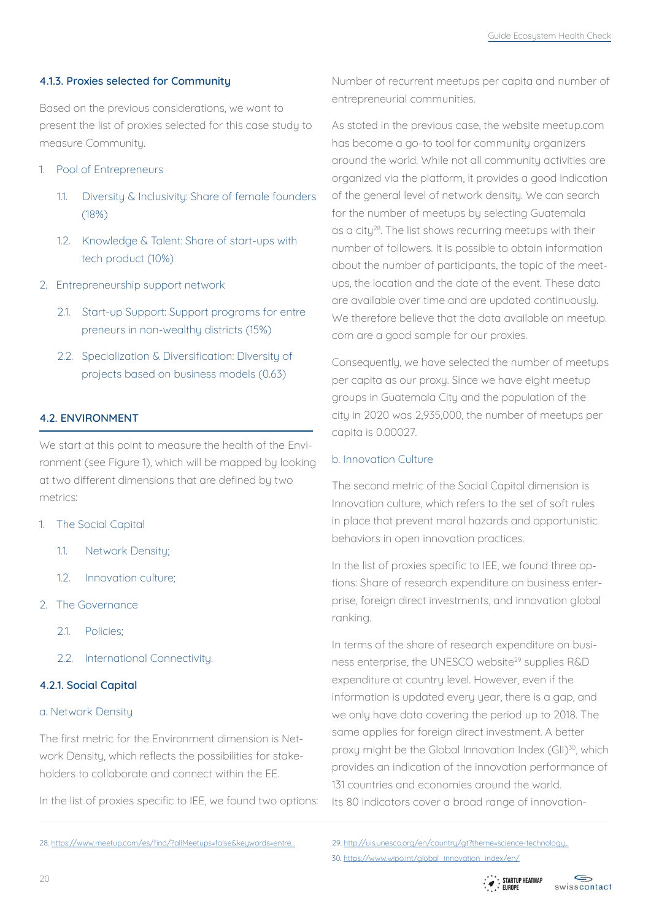#### 4.1.3. Proxies selected for Community

Based on the previous considerations, we want to present the list of proxies selected for this case study to measure Community.

1. Pool of Entrepreneurs
   - 1.1. Diversity & Inclusivity: Share of female founders (18%)
   - 1.2. Knowledge & Talent: Share of start-ups with tech product (10%)
2. Entrepreneurship support network
   - 2.1. Start-up Support: Support programs for entre preneurs in non-wealthy districts (15%)
   - 2.2. Specialization & Diversification: Diversity of projects based on business models (0.63)

### 4.2. ENVIRONMENT

We start at this point to measure the health of the Environment (see Figure 1), which will be mapped by looking at two different dimensions that are defined by two metrics:

1. The Social Capital
   - 1.1. Network Density;
   - 1.2. Innovation culture;
2. The Governance
   - 2.1. Policies;
   - 2.2. International Connectivity.

#### 4.2.1. Social Capital

a. Network Density

The first metric for the Environment dimension is Network Density, which reflects the possibilities for stakeholders to collaborate and connect within the EE.

In the list of proxies specific to IEE, we found two options: Number of recurrent meetups per capita and number of entrepreneurial communities.

As stated in the previous case, the website meetup.com has become a go-to tool for community organizers around the world. While not all community activities are organized via the platform, it provides a good indication of the general level of network density. We can search for the number of meetups by selecting Guatemala as a city[28]. The list shows recurring meetups with their number of followers. It is possible to obtain information about the number of participants, the topic of the meet-ups, the location and the date of the event. These data are available over time and are updated continuously. We therefore believe that the data available on meetup.com are a good sample for our proxies.

Consequently, we have selected the number of meetups per capita as our proxy. Since we have eight meetup groups in Guatemala City and the population of the city in 2020 was 2,935,000, the number of meetups per capita is 0.00027.

b. Innovation Culture

The second metric of the Social Capital dimension is Innovation culture, which refers to the set of soft rules in place that prevent moral hazards and opportunistic behaviors in open innovation practices.

In the list of proxies specific to IEE, we found three options: Share of research expenditure on business enterprise, foreign direct investments, and innovation global ranking.

In terms of the share of research expenditure on business enterprise, the UNESCO website[29] supplies R&D expenditure at country level. However, even if the information is updated every year, there is a gap, and we only have data covering the period up to 2018. The same applies for foreign direct investment. A better proxy might be the Global Innovation Index (GII)[30], which provides an indication of the innovation performance of 131 countries and economies around the world. Its 80 indicators cover a broad range of innovation-

28. https://www.meetup.com/es/find/?allMeetups=false&keywords=entre...

29. http://uis.unesco.org/en/country/gt?theme=science-technology...

30. https://www.wipo.int/global_innovation_index/en/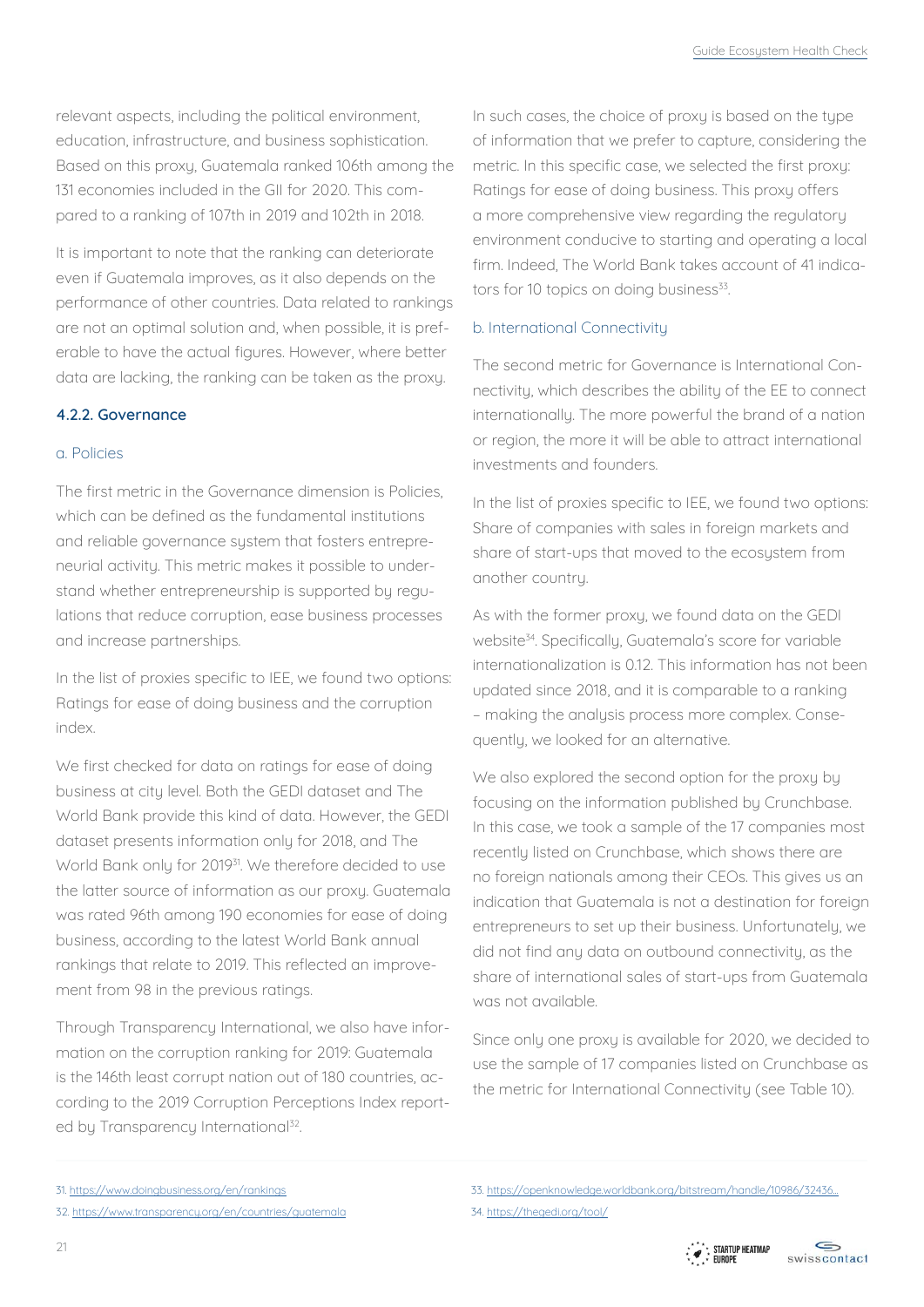relevant aspects, including the political environment, education, infrastructure, and business sophistication. Based on this proxy, Guatemala ranked 106th among the 131 economies included in the GII for 2020. This compared to a ranking of 107th in 2019 and 102th in 2018.

It is important to note that the ranking can deteriorate even if Guatemala improves, as it also depends on the performance of other countries. Data related to rankings are not an optimal solution and, when possible, it is preferable to have the actual figures. However, where better data are lacking, the ranking can be taken as the proxy.

#### 4.2.2. Governance

##### a. Policies

The first metric in the Governance dimension is Policies, which can be defined as the fundamental institutions and reliable governance system that fosters entrepreneurial activity. This metric makes it possible to understand whether entrepreneurship is supported by regulations that reduce corruption, ease business processes and increase partnerships.

In the list of proxies specific to IEE, we found two options: Ratings for ease of doing business and the corruption index.

We first checked for data on ratings for ease of doing business at city level. Both the GEDI dataset and The World Bank provide this kind of data. However, the GEDI dataset presents information only for 2018, and The World Bank only for 2019[31]. We therefore decided to use the latter source of information as our proxy. Guatemala was rated 96th among 190 economies for ease of doing business, according to the latest World Bank annual rankings that relate to 2019. This reflected an improvement from 98 in the previous ratings.

Through Transparency International, we also have information on the corruption ranking for 2019: Guatemala is the 146th least corrupt nation out of 180 countries, according to the 2019 Corruption Perceptions Index reported by Transparency International[32].

In such cases, the choice of proxy is based on the type of information that we prefer to capture, considering the metric. In this specific case, we selected the first proxy: Ratings for ease of doing business. This proxy offers a more comprehensive view regarding the regulatory environment conducive to starting and operating a local firm. Indeed, The World Bank takes account of 41 indicators for 10 topics on doing business[33].

##### b. International Connectivity

The second metric for Governance is International Connectivity, which describes the ability of the EE to connect internationally. The more powerful the brand of a nation or region, the more it will be able to attract international investments and founders.

In the list of proxies specific to IEE, we found two options: Share of companies with sales in foreign markets and share of start-ups that moved to the ecosystem from another country.

As with the former proxy, we found data on the GEDI website[34]. Specifically, Guatemala's score for variable internationalization is 0.12. This information has not been updated since 2018, and it is comparable to a ranking – making the analysis process more complex. Consequently, we looked for an alternative.

We also explored the second option for the proxy by focusing on the information published by Crunchbase. In this case, we took a sample of the 17 companies most recently listed on Crunchbase, which shows there are no foreign nationals among their CEOs. This gives us an indication that Guatemala is not a destination for foreign entrepreneurs to set up their business. Unfortunately, we did not find any data on outbound connectivity, as the share of international sales of start-ups from Guatemala was not available.

Since only one proxy is available for 2020, we decided to use the sample of 17 companies listed on Crunchbase as the metric for International Connectivity (see Table 10).

31. https://www.doingbusiness.org/en/rankings
32. https://www.transparency.org/en/countries/guatemala
33. https://openknowledge.worldbank.org/bitstream/handle/10986/32436...
34. https://thegedi.org/tool/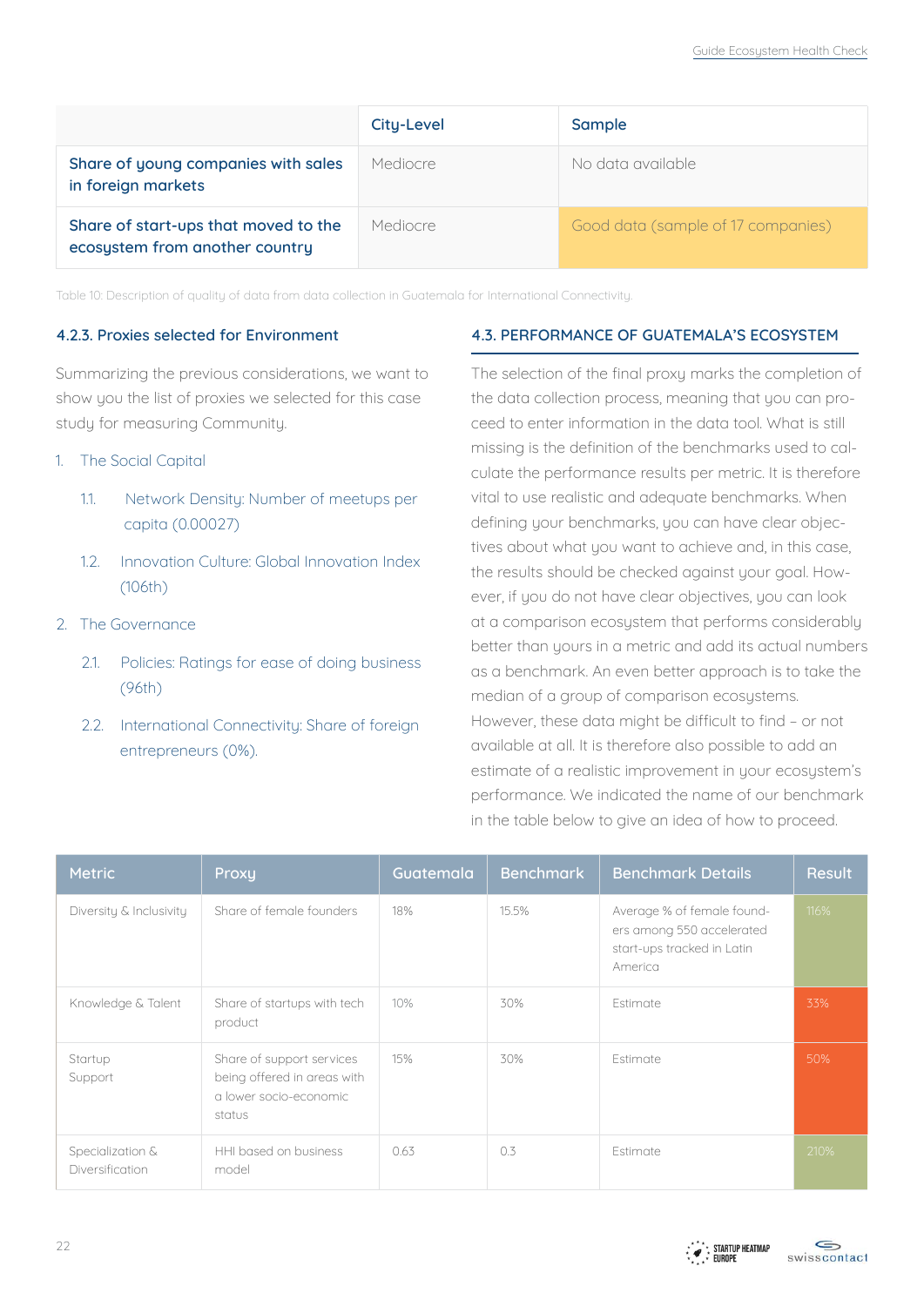| | City-Level | Sample |
|---|---|---|
| Share of young companies with sales in foreign markets | Mediocre | No data available |
| Share of start-ups that moved to the ecosystem from another country | Mediocre | Good data (sample of 17 companies) |

Table 10: Description of quality of data from data collection in Guatemala for International Connectivity.

#### 4.2.3. Proxies selected for Environment

Summarizing the previous considerations, we want to show you the list of proxies we selected for this case study for measuring Community.

1. The Social Capital
   1.1. Network Density: Number of meetups per capita (0.00027)
   1.2. Innovation Culture: Global Innovation Index (106th)
2. The Governance
   2.1. Policies: Ratings for ease of doing business (96th)
   2.2. International Connectivity: Share of foreign entrepreneurs (0%).

### 4.3. PERFORMANCE OF GUATEMALA'S ECOSYSTEM

The selection of the final proxy marks the completion of the data collection process, meaning that you can proceed to enter information in the data tool. What is still missing is the definition of the benchmarks used to calculate the performance results per metric. It is therefore vital to use realistic and adequate benchmarks. When defining your benchmarks, you can have clear objectives about what you want to achieve and, in this case, the results should be checked against your goal. However, if you do not have clear objectives, you can look at a comparison ecosystem that performs considerably better than yours in a metric and add its actual numbers as a benchmark. An even better approach is to take the median of a group of comparison ecosystems. However, these data might be difficult to find – or not available at all. It is therefore also possible to add an estimate of a realistic improvement in your ecosystem's performance. We indicated the name of our benchmark in the table below to give an idea of how to proceed.

| Metric | Proxy | Guatemala | Benchmark | Benchmark Details | Result |
|---|---|---|---|---|---|
| Diversity & Inclusivity | Share of female founders | 18% | 15.5% | Average % of female founders among 550 accelerated start-ups tracked in Latin America | 116% |
| Knowledge & Talent | Share of startups with tech product | 10% | 30% | Estimate | 33% |
| Startup Support | Share of support services being offered in areas with a lower socio-economic status | 15% | 30% | Estimate | 50% |
| Specialization & Diversification | HHI based on business model | 0.63 | 0.3 | Estimate | 210% |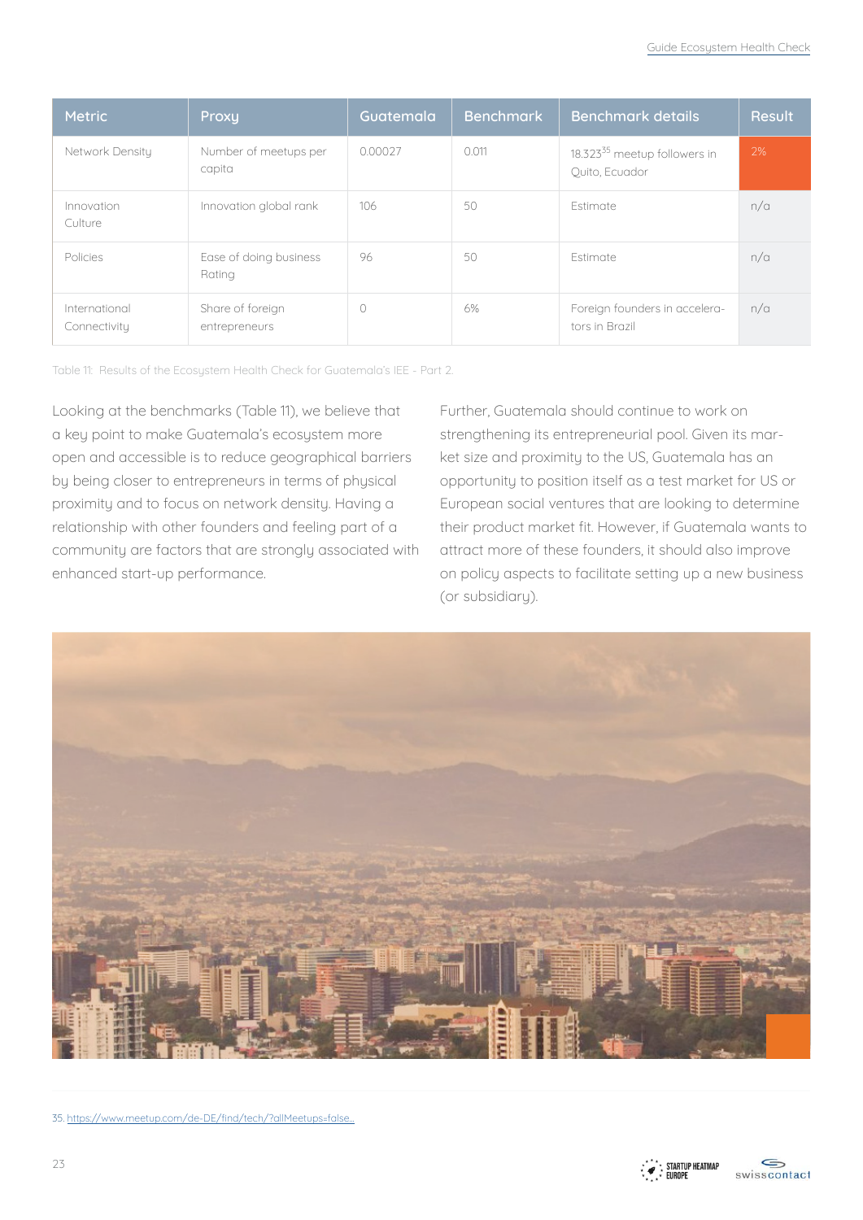| Metric | Proxy | Guatemala | Benchmark | Benchmark details | Result |
|---|---|---|---|---|---|
| Network Density | Number of meetups per capita | 0.00027 | 0.011 | 18.323[35] meetup followers in Quito, Ecuador | 2% |
| Innovation Culture | Innovation global rank | 106 | 50 | Estimate | n/a |
| Policies | Ease of doing business Rating | 96 | 50 | Estimate | n/a |
| International Connectivity | Share of foreign entrepreneurs | 0 | 6% | Foreign founders in accelerators in Brazil | n/a |

Table 11: Results of the Ecosystem Health Check for Guatemala's IEE - Part 2.

Looking at the benchmarks (Table 11), we believe that a key point to make Guatemala's ecosystem more open and accessible is to reduce geographical barriers by being closer to entrepreneurs in terms of physical proximity and to focus on network density. Having a relationship with other founders and feeling part of a community are factors that are strongly associated with enhanced start-up performance.

Further, Guatemala should continue to work on strengthening its entrepreneurial pool. Given its market size and proximity to the US, Guatemala has an opportunity to position itself as a test market for US or European social ventures that are looking to determine their product market fit. However, if Guatemala wants to attract more of these founders, it should also improve on policy aspects to facilitate setting up a new business (or subsidiary).

35. https://www.meetup.com/de-DE/find/tech/?allMeetups=false...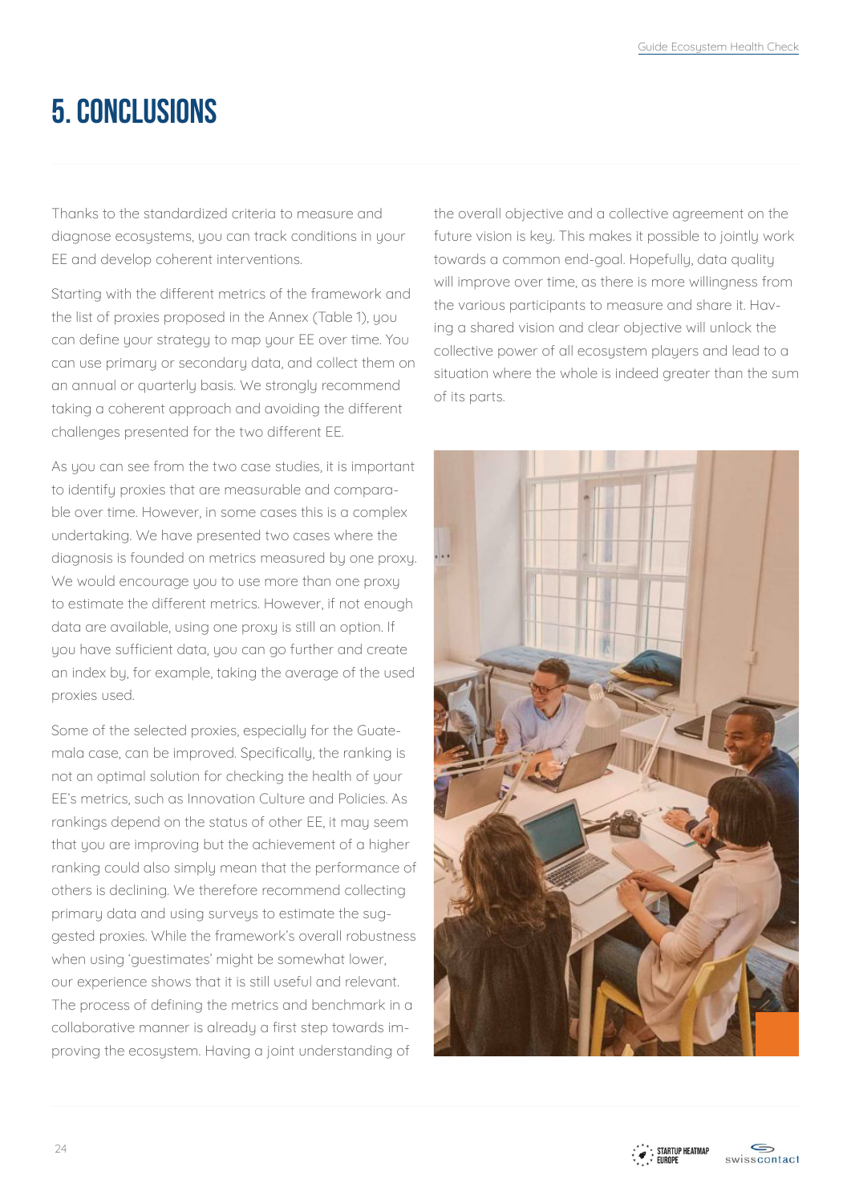# 5. CONCLUSIONS

Thanks to the standardized criteria to measure and diagnose ecosystems, you can track conditions in your EE and develop coherent interventions.

Starting with the different metrics of the framework and the list of proxies proposed in the Annex (Table 1), you can define your strategy to map your EE over time. You can use primary or secondary data, and collect them on an annual or quarterly basis. We strongly recommend taking a coherent approach and avoiding the different challenges presented for the two different EE.

As you can see from the two case studies, it is important to identify proxies that are measurable and comparable over time. However, in some cases this is a complex undertaking. We have presented two cases where the diagnosis is founded on metrics measured by one proxy. We would encourage you to use more than one proxy to estimate the different metrics. However, if not enough data are available, using one proxy is still an option. If you have sufficient data, you can go further and create an index by, for example, taking the average of the used proxies used.

Some of the selected proxies, especially for the Guatemala case, can be improved. Specifically, the ranking is not an optimal solution for checking the health of your EE's metrics, such as Innovation Culture and Policies. As rankings depend on the status of other EE, it may seem that you are improving but the achievement of a higher ranking could also simply mean that the performance of others is declining. We therefore recommend collecting primary data and using surveys to estimate the suggested proxies. While the framework's overall robustness when using 'guestimates' might be somewhat lower, our experience shows that it is still useful and relevant. The process of defining the metrics and benchmark in a collaborative manner is already a first step towards improving the ecosystem. Having a joint understanding of the overall objective and a collective agreement on the future vision is key. This makes it possible to jointly work towards a common end-goal. Hopefully, data quality will improve over time, as there is more willingness from the various participants to measure and share it. Having a shared vision and clear objective will unlock the collective power of all ecosystem players and lead to a situation where the whole is indeed greater than the sum of its parts.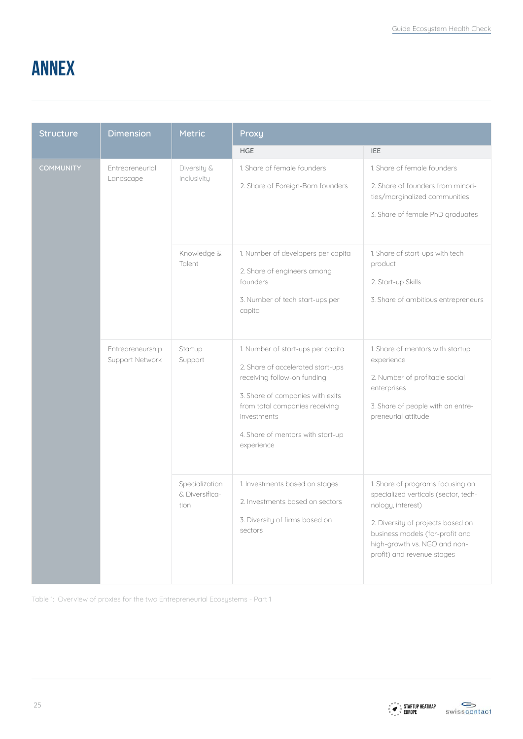# ANNEX

| Structure | Dimension | Metric | Proxy | |
|---|---|---|---|---|
| | | | HGE | IEE |
| COMMUNITY | Entrepreneurial Landscape | Diversity & Inclusivity | 1. Share of female founders<br><br>2. Share of Foreign-Born founders | 1. Share of female founders<br><br>2. Share of founders from minorities/marginalized communities<br><br>3. Share of female PhD graduates |
| | | Knowledge & Talent | 1. Number of developers per capita<br><br>2. Share of engineers among founders<br><br>3. Number of tech start-ups per capita | 1. Share of start-ups with tech product<br><br>2. Start-up Skills<br><br>3. Share of ambitious entrepreneurs |
| | Entrepreneurship Support Network | Startup Support | 1. Number of start-ups per capita<br><br>2. Share of accelerated start-ups receiving follow-on funding<br><br>3. Share of companies with exits from total companies receiving investments<br><br>4. Share of mentors with start-up experience | 1. Share of mentors with startup experience<br><br>2. Number of profitable social enterprises<br><br>3. Share of people with an entrepreneurial attitude |
| | | Specialization & Diversification | 1. Investments based on stages<br><br>2. Investments based on sectors<br><br>3. Diversity of firms based on sectors | 1. Share of programs focusing on specialized verticals (sector, technology, interest)<br><br>2. Diversity of projects based on business models (for-profit and high-growth vs. NGO and non-profit) and revenue stages |

Table 1: Overview of proxies for the two Entrepreneurial Ecosystems - Part 1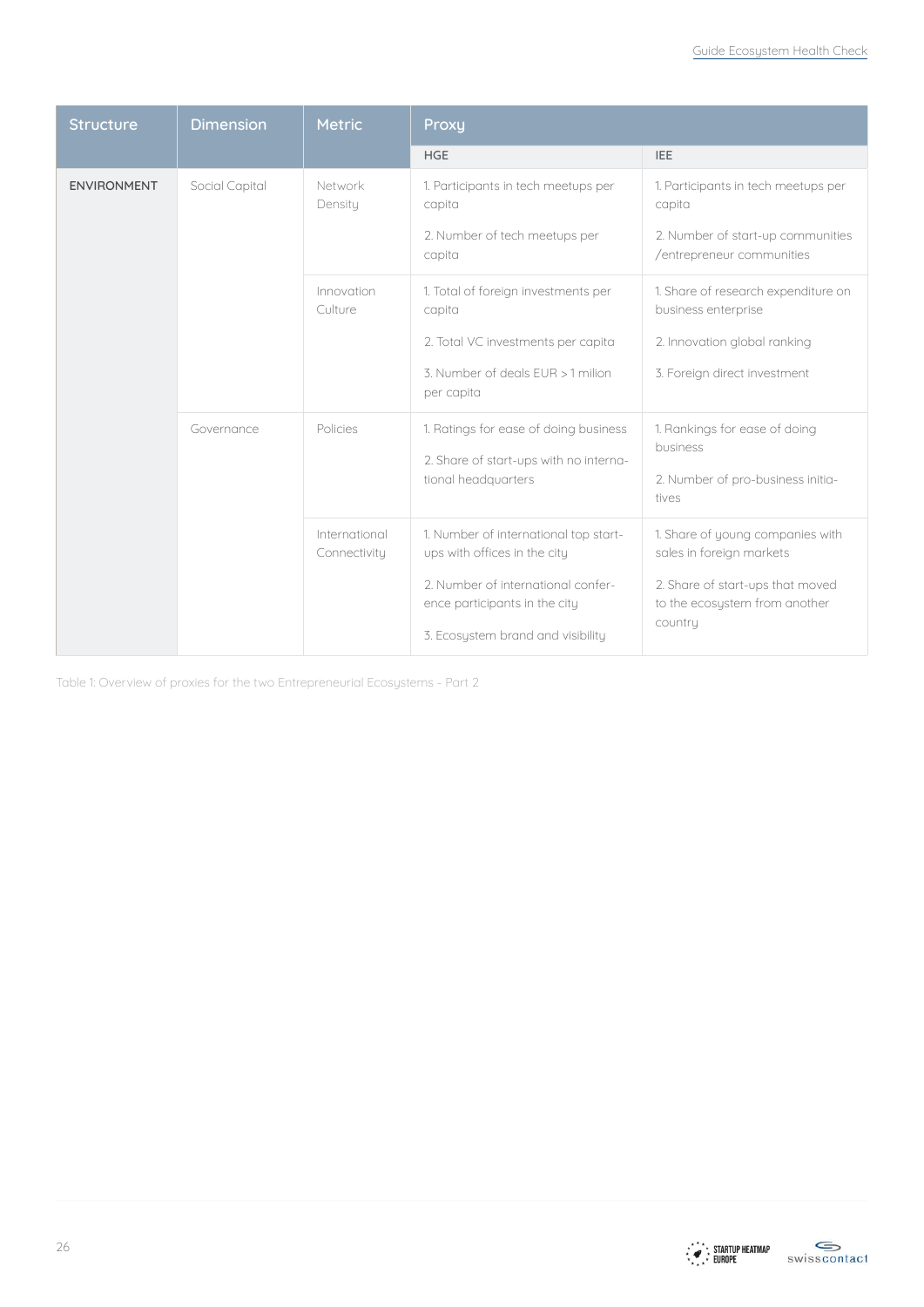| Structure | Dimension | Metric | Proxy | |
|---|---|---|---|---|
| | | | HGE | IEE |
| ENVIRONMENT | Social Capital | Network Density | 1. Participants in tech meetups per capita<br>2. Number of tech meetups per capita | 1. Participants in tech meetups per capita<br>2. Number of start-up communities /entrepreneur communities |
| | | Innovation Culture | 1. Total of foreign investments per capita<br>2. Total VC investments per capita<br>3. Number of deals EUR > 1 milion per capita | 1. Share of research expenditure on business enterprise<br>2. Innovation global ranking<br>3. Foreign direct investment |
| | Governance | Policies | 1. Ratings for ease of doing business<br>2. Share of start-ups with no international headquarters | 1. Rankings for ease of doing business<br>2. Number of pro-business initiatives |
| | | International Connectivity | 1. Number of international top start-ups with offices in the city<br>2. Number of international conference participants in the city<br>3. Ecosystem brand and visibility | 1. Share of young companies with sales in foreign markets<br>2. Share of start-ups that moved to the ecosystem from another country |

Table 1: Overview of proxies for the two Entrepreneurial Ecosystems - Part 2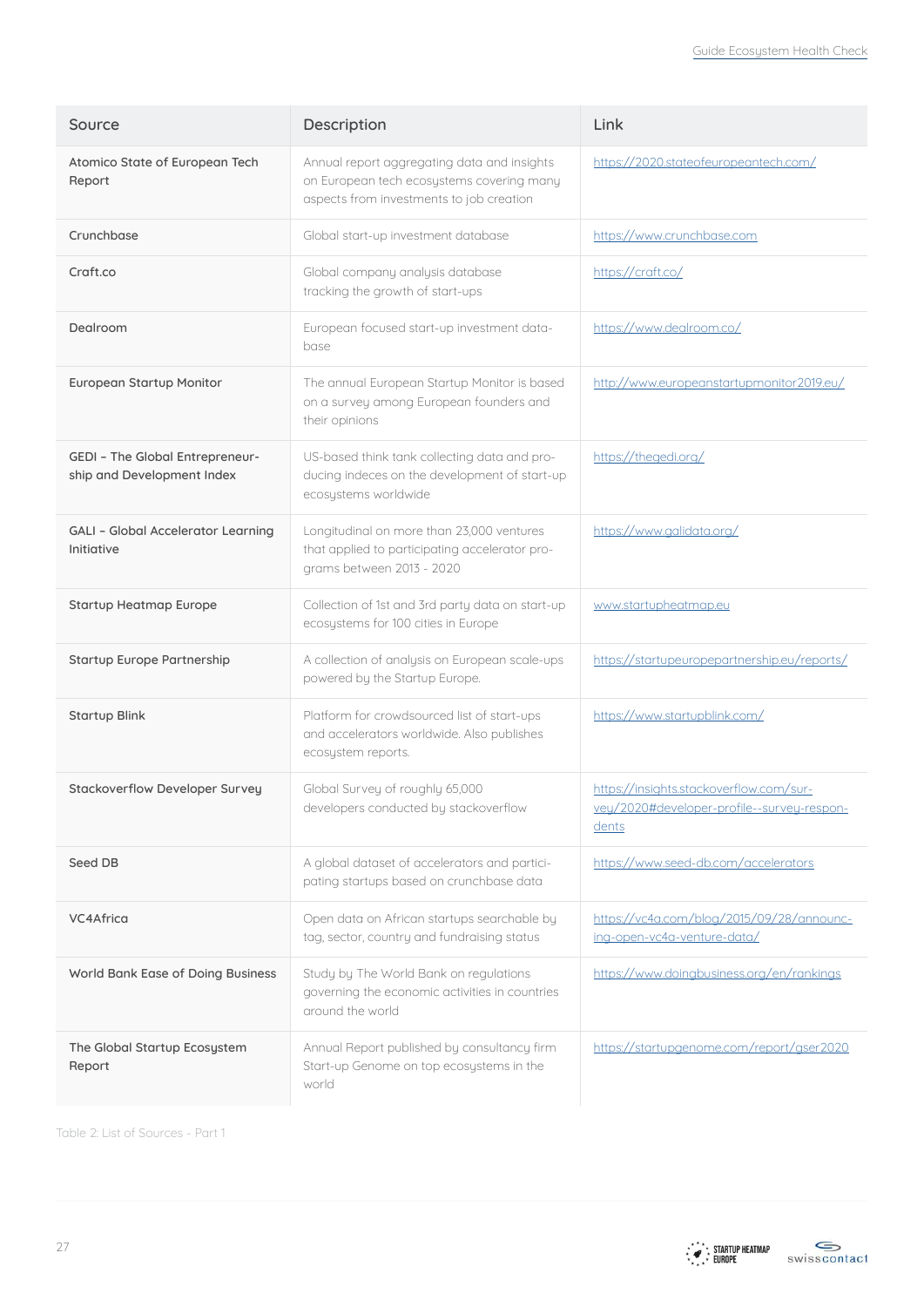| Source | Description | Link |
| --- | --- | --- |
| Atomico State of European Tech Report | Annual report aggregating data and insights on European tech ecosystems covering many aspects from investments to job creation | https://2020.stateofeuropeantech.com/ |
| Crunchbase | Global start-up investment database | https://www.crunchbase.com |
| Craft.co | Global company analysis database tracking the growth of start-ups | https://craft.co/ |
| Dealroom | European focused start-up investment database | https://www.dealroom.co/ |
| European Startup Monitor | The annual European Startup Monitor is based on a survey among European founders and their opinions | http://www.europeanstartupmonitor2019.eu/ |
| GEDI – The Global Entrepreneurship and Development Index | US-based think tank collecting data and producing indeces on the development of start-up ecosystems worldwide | https://thegedi.org/ |
| GALI – Global Accelerator Learning Initiative | Longitudinal on more than 23,000 ventures that applied to participating accelerator programs between 2013 - 2020 | https://www.galidata.org/ |
| Startup Heatmap Europe | Collection of 1st and 3rd party data on start-up ecosystems for 100 cities in Europe | www.startupheatmap.eu |
| Startup Europe Partnership | A collection of analysis on European scale-ups powered by the Startup Europe. | https://startupeuropepartnership.eu/reports/ |
| Startup Blink | Platform for crowdsourced list of start-ups and accelerators worldwide. Also publishes ecosystem reports. | https://www.startupblink.com/ |
| Stackoverflow Developer Survey | Global Survey of roughly 65,000 developers conducted by stackoverflow | https://insights.stackoverflow.com/survey/2020#developer-profile--survey-respondents |
| Seed DB | A global dataset of accelerators and participating startups based on crunchbase data | https://www.seed-db.com/accelerators |
| VC4Africa | Open data on African startups searchable by tag, sector, country and fundraising status | https://vc4a.com/blog/2015/09/28/announcing-open-vc4a-venture-data/ |
| World Bank Ease of Doing Business | Study by The World Bank on regulations governing the economic activities in countries around the world | https://www.doingbusiness.org/en/rankings |
| The Global Startup Ecosystem Report | Annual Report published by consultancy firm Start-up Genome on top ecosystems in the world | https://startupgenome.com/report/gser2020 |

Table 2: List of Sources - Part 1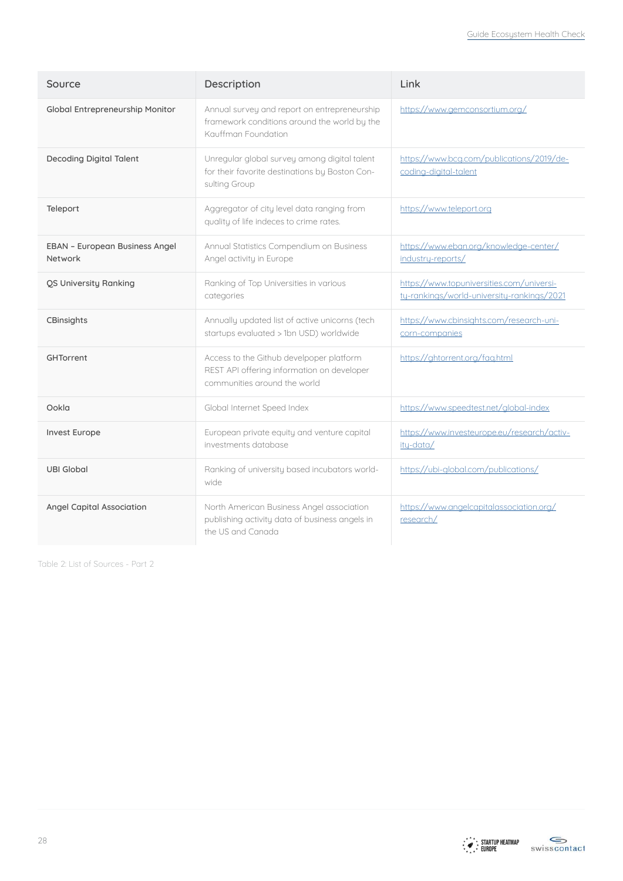| Source | Description | Link |
|---|---|---|
| Global Entrepreneurship Monitor | Annual survey and report on entrepreneurship framework conditions around the world by the Kauffman Foundation | https://www.gemconsortium.org/ |
| Decoding Digital Talent | Unregular global survey among digital talent for their favorite destinations by Boston Consulting Group | https://www.bcg.com/publications/2019/decoding-digital-talent |
| Teleport | Aggregator of city level data ranging from quality of life indeces to crime rates. | https://www.teleport.org |
| EBAN - European Business Angel Network | Annual Statistics Compendium on Business Angel activity in Europe | https://www.eban.org/knowledge-center/industry-reports/ |
| QS University Ranking | Ranking of Top Universities in various categories | https://www.topuniversities.com/university-rankings/world-university-rankings/2021 |
| CBinsights | Annually updated list of active unicorns (tech startups evaluated > 1bn USD) worldwide | https://www.cbinsights.com/research-unicorn-companies |
| GHTorrent | Access to the Github develpoper platform REST API offering information on developer communities around the world | https://ghtorrent.org/faq.html |
| Ookla | Global Internet Speed Index | https://www.speedtest.net/global-index |
| Invest Europe | European private equity and venture capital investments database | https://www.investeurope.eu/research/activity-data/ |
| UBI Global | Ranking of university based incubators worldwide | https://ubi-global.com/publications/ |
| Angel Capital Association | North American Business Angel association publishing activity data of business angels in the US and Canada | https://www.angelcapitalassociation.org/research/ |

Table 2: List of Sources - Part 2